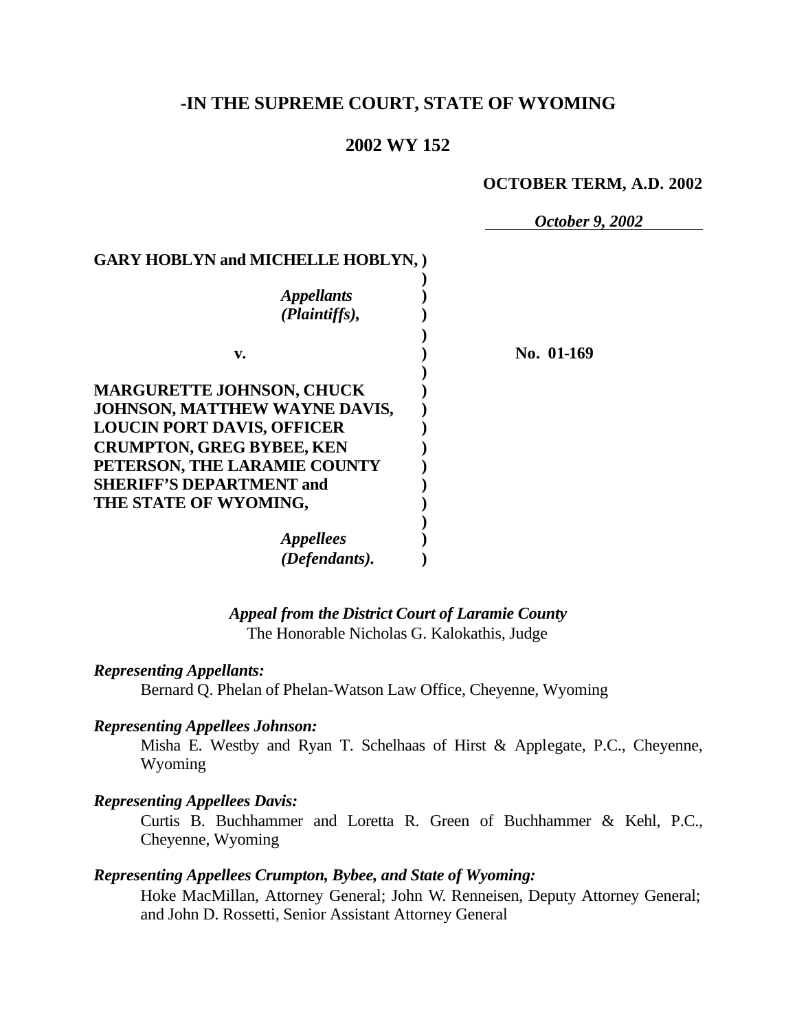# -IN THE SUPREME COURT, STATE OF WYOMING

## 2002 WY 152

**OCTOBER TERM, A.D. 2002**

*October 9, 2002*

**GARY HOBLYN and MICHELLE HOBLYN,**

*Appellants (Plaintiffs),*

**v.**

**No. 01-169**

**MARGURETTE JOHNSON, CHUCK JOHNSON, MATTHEW WAYNE DAVIS, LOUCIN PORT DAVIS, OFFICER CRUMPTON, GREG BYBEE, KEN PETERSON, THE LARAMIE COUNTY SHERIFF'S DEPARTMENT and THE STATE OF WYOMING,**

*Appellees (Defendants).*

***Appeal from the District Court of Laramie County***
The Honorable Nicholas G. Kalokathis, Judge

***Representing Appellants:***
Bernard Q. Phelan of Phelan-Watson Law Office, Cheyenne, Wyoming

***Representing Appellees Johnson:***
Misha E. Westby and Ryan T. Schelhaas of Hirst & Applegate, P.C., Cheyenne, Wyoming

***Representing Appellees Davis:***
Curtis B. Buchhammer and Loretta R. Green of Buchhammer & Kehl, P.C., Cheyenne, Wyoming

***Representing Appellees Crumpton, Bybee, and State of Wyoming:***
Hoke MacMillan, Attorney General; John W. Renneisen, Deputy Attorney General; and John D. Rossetti, Senior Assistant Attorney General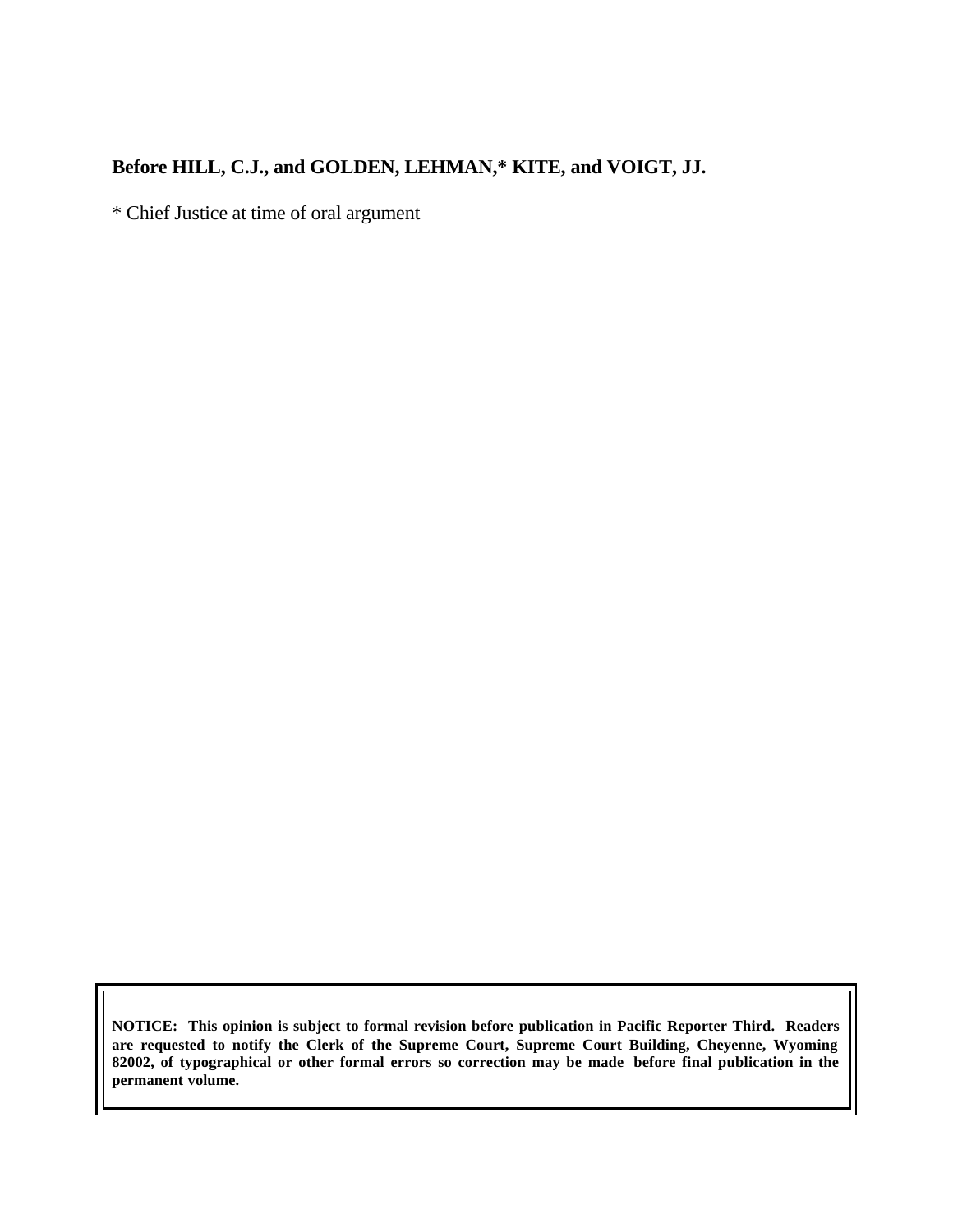**Before HILL, C.J., and GOLDEN, LEHMAN,* KITE, and VOIGT, JJ.**

* Chief Justice at time of oral argument

**NOTICE: This opinion is subject to formal revision before publication in Pacific Reporter Third. Readers are requested to notify the Clerk of the Supreme Court, Supreme Court Building, Cheyenne, Wyoming 82002, of typographical or other formal errors so correction may be made before final publication in the permanent volume.**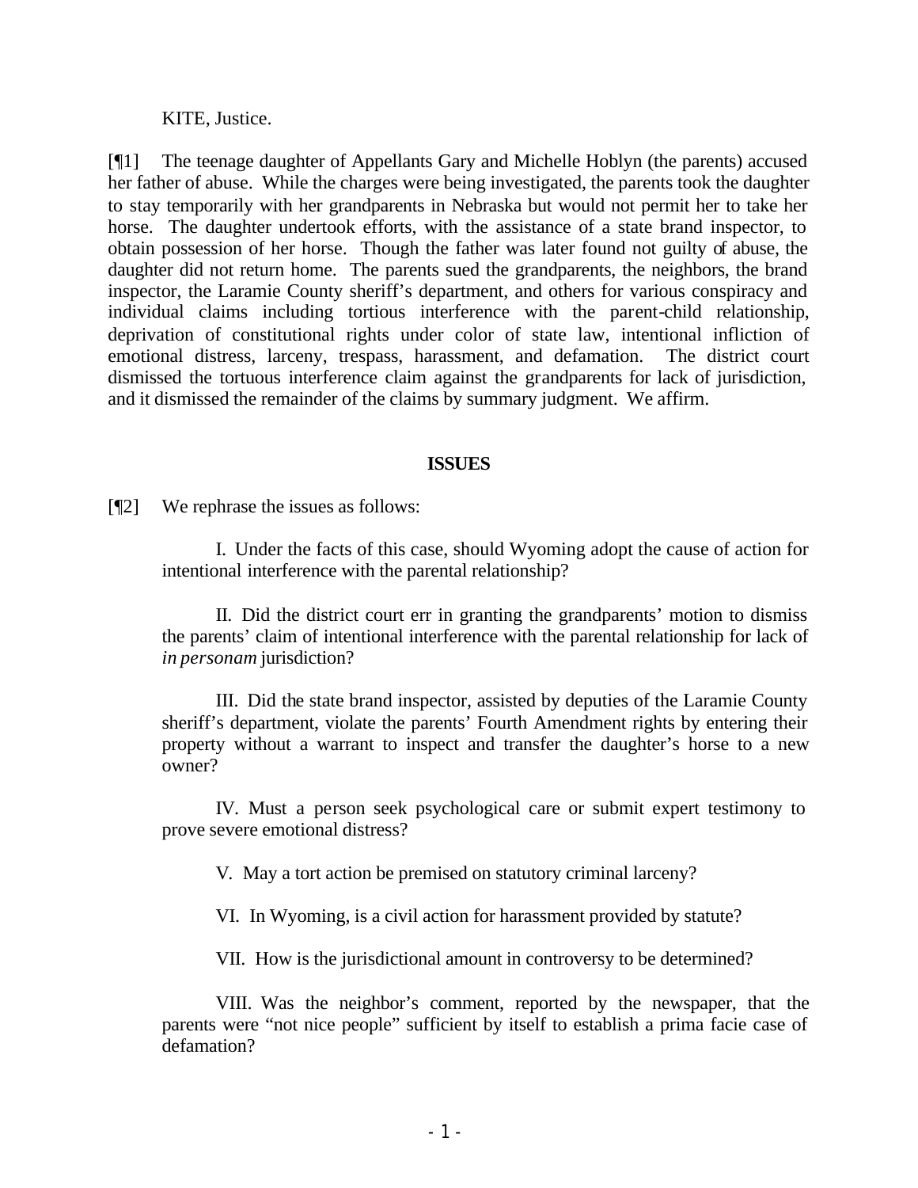KITE, Justice.

[¶1] The teenage daughter of Appellants Gary and Michelle Hoblyn (the parents) accused her father of abuse. While the charges were being investigated, the parents took the daughter to stay temporarily with her grandparents in Nebraska but would not permit her to take her horse. The daughter undertook efforts, with the assistance of a state brand inspector, to obtain possession of her horse. Though the father was later found not guilty of abuse, the daughter did not return home. The parents sued the grandparents, the neighbors, the brand inspector, the Laramie County sheriff's department, and others for various conspiracy and individual claims including tortious interference with the parent-child relationship, deprivation of constitutional rights under color of state law, intentional infliction of emotional distress, larceny, trespass, harassment, and defamation. The district court dismissed the tortuous interference claim against the grandparents for lack of jurisdiction, and it dismissed the remainder of the claims by summary judgment. We affirm.

## ISSUES

[¶2] We rephrase the issues as follows:

> I. Under the facts of this case, should Wyoming adopt the cause of action for intentional interference with the parental relationship?
>
> II. Did the district court err in granting the grandparents' motion to dismiss the parents' claim of intentional interference with the parental relationship for lack of *in personam* jurisdiction?
>
> III. Did the state brand inspector, assisted by deputies of the Laramie County sheriff's department, violate the parents' Fourth Amendment rights by entering their property without a warrant to inspect and transfer the daughter's horse to a new owner?
>
> IV. Must a person seek psychological care or submit expert testimony to prove severe emotional distress?
>
> V. May a tort action be premised on statutory criminal larceny?
>
> VI. In Wyoming, is a civil action for harassment provided by statute?
>
> VII. How is the jurisdictional amount in controversy to be determined?
>
> VIII. Was the neighbor's comment, reported by the newspaper, that the parents were "not nice people" sufficient by itself to establish a prima facie case of defamation?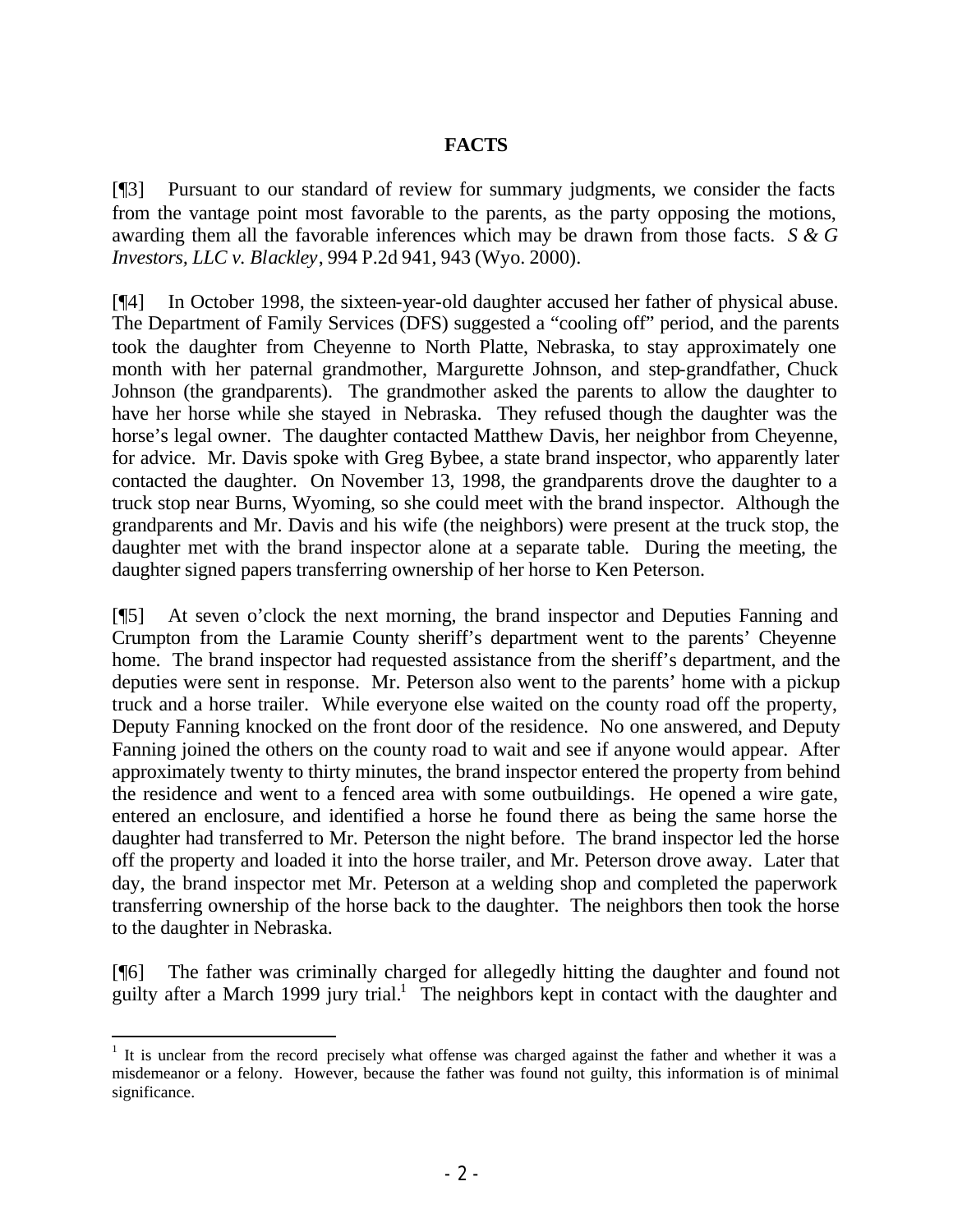## FACTS

[¶3] Pursuant to our standard of review for summary judgments, we consider the facts from the vantage point most favorable to the parents, as the party opposing the motions, awarding them all the favorable inferences which may be drawn from those facts. *S & G Investors, LLC v. Blackley*, 994 P.2d 941, 943 (Wyo. 2000).

[¶4] In October 1998, the sixteen-year-old daughter accused her father of physical abuse. The Department of Family Services (DFS) suggested a "cooling off" period, and the parents took the daughter from Cheyenne to North Platte, Nebraska, to stay approximately one month with her paternal grandmother, Margurette Johnson, and step-grandfather, Chuck Johnson (the grandparents). The grandmother asked the parents to allow the daughter to have her horse while she stayed in Nebraska. They refused though the daughter was the horse's legal owner. The daughter contacted Matthew Davis, her neighbor from Cheyenne, for advice. Mr. Davis spoke with Greg Bybee, a state brand inspector, who apparently later contacted the daughter. On November 13, 1998, the grandparents drove the daughter to a truck stop near Burns, Wyoming, so she could meet with the brand inspector. Although the grandparents and Mr. Davis and his wife (the neighbors) were present at the truck stop, the daughter met with the brand inspector alone at a separate table. During the meeting, the daughter signed papers transferring ownership of her horse to Ken Peterson.

[¶5] At seven o'clock the next morning, the brand inspector and Deputies Fanning and Crumpton from the Laramie County sheriff's department went to the parents' Cheyenne home. The brand inspector had requested assistance from the sheriff's department, and the deputies were sent in response. Mr. Peterson also went to the parents' home with a pickup truck and a horse trailer. While everyone else waited on the county road off the property, Deputy Fanning knocked on the front door of the residence. No one answered, and Deputy Fanning joined the others on the county road to wait and see if anyone would appear. After approximately twenty to thirty minutes, the brand inspector entered the property from behind the residence and went to a fenced area with some outbuildings. He opened a wire gate, entered an enclosure, and identified a horse he found there as being the same horse the daughter had transferred to Mr. Peterson the night before. The brand inspector led the horse off the property and loaded it into the horse trailer, and Mr. Peterson drove away. Later that day, the brand inspector met Mr. Peterson at a welding shop and completed the paperwork transferring ownership of the horse back to the daughter. The neighbors then took the horse to the daughter in Nebraska.

[¶6] The father was criminally charged for allegedly hitting the daughter and found not guilty after a March 1999 jury trial.[1] The neighbors kept in contact with the daughter and

[1] It is unclear from the record precisely what offense was charged against the father and whether it was a misdemeanor or a felony. However, because the father was found not guilty, this information is of minimal significance.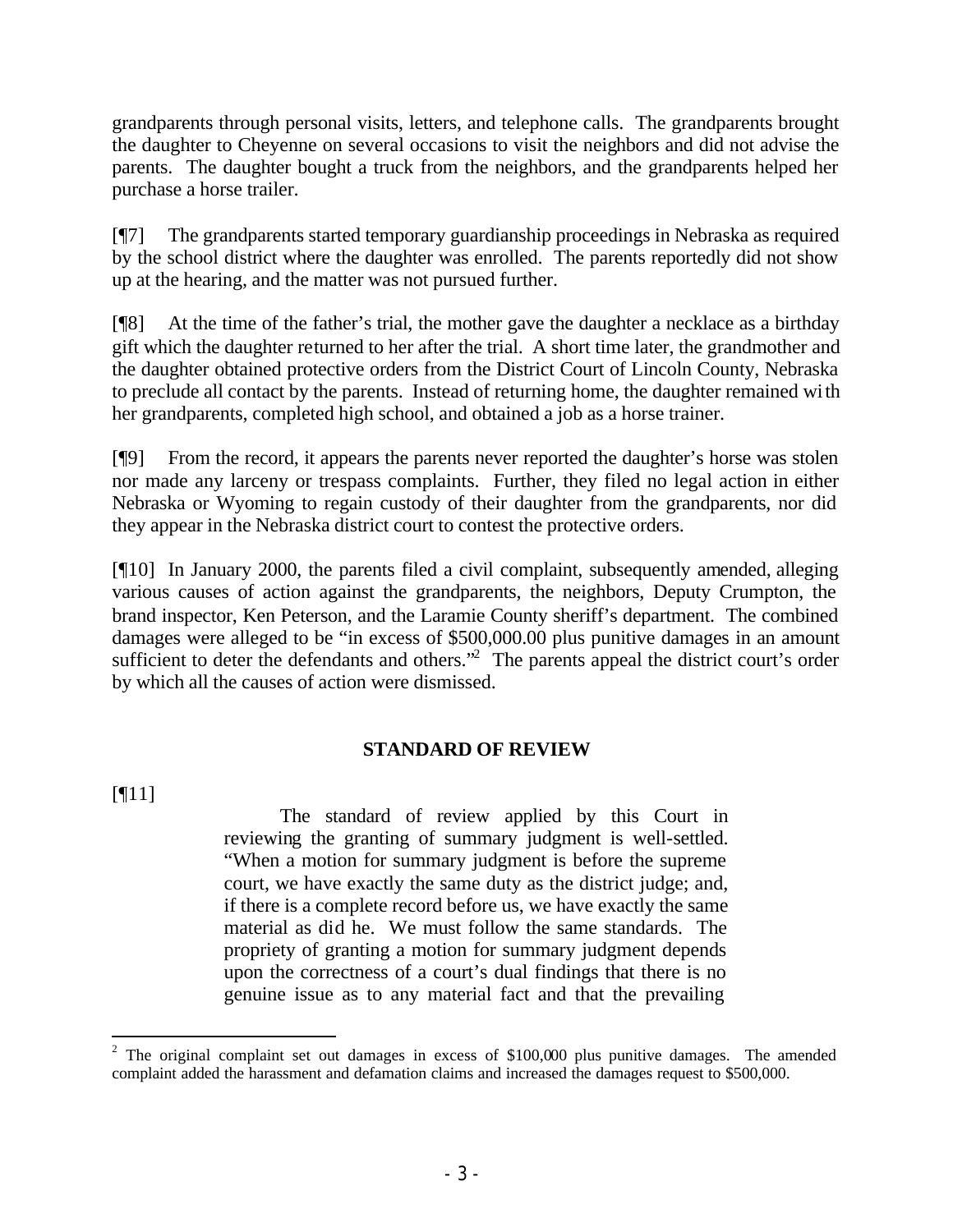grandparents through personal visits, letters, and telephone calls. The grandparents brought the daughter to Cheyenne on several occasions to visit the neighbors and did not advise the parents. The daughter bought a truck from the neighbors, and the grandparents helped her purchase a horse trailer.

[¶7] The grandparents started temporary guardianship proceedings in Nebraska as required by the school district where the daughter was enrolled. The parents reportedly did not show up at the hearing, and the matter was not pursued further.

[¶8] At the time of the father's trial, the mother gave the daughter a necklace as a birthday gift which the daughter returned to her after the trial. A short time later, the grandmother and the daughter obtained protective orders from the District Court of Lincoln County, Nebraska to preclude all contact by the parents. Instead of returning home, the daughter remained with her grandparents, completed high school, and obtained a job as a horse trainer.

[¶9] From the record, it appears the parents never reported the daughter's horse was stolen nor made any larceny or trespass complaints. Further, they filed no legal action in either Nebraska or Wyoming to regain custody of their daughter from the grandparents, nor did they appear in the Nebraska district court to contest the protective orders.

[¶10] In January 2000, the parents filed a civil complaint, subsequently amended, alleging various causes of action against the grandparents, the neighbors, Deputy Crumpton, the brand inspector, Ken Peterson, and the Laramie County sheriff's department. The combined damages were alleged to be "in excess of $500,000.00 plus punitive damages in an amount sufficient to deter the defendants and others."[2] The parents appeal the district court's order by which all the causes of action were dismissed.

## STANDARD OF REVIEW

[¶11]

> The standard of review applied by this Court in reviewing the granting of summary judgment is well-settled. "When a motion for summary judgment is before the supreme court, we have exactly the same duty as the district judge; and, if there is a complete record before us, we have exactly the same material as did he. We must follow the same standards. The propriety of granting a motion for summary judgment depends upon the correctness of a court's dual findings that there is no genuine issue as to any material fact and that the prevailing

[2] The original complaint set out damages in excess of $100,000 plus punitive damages. The amended complaint added the harassment and defamation claims and increased the damages request to $500,000.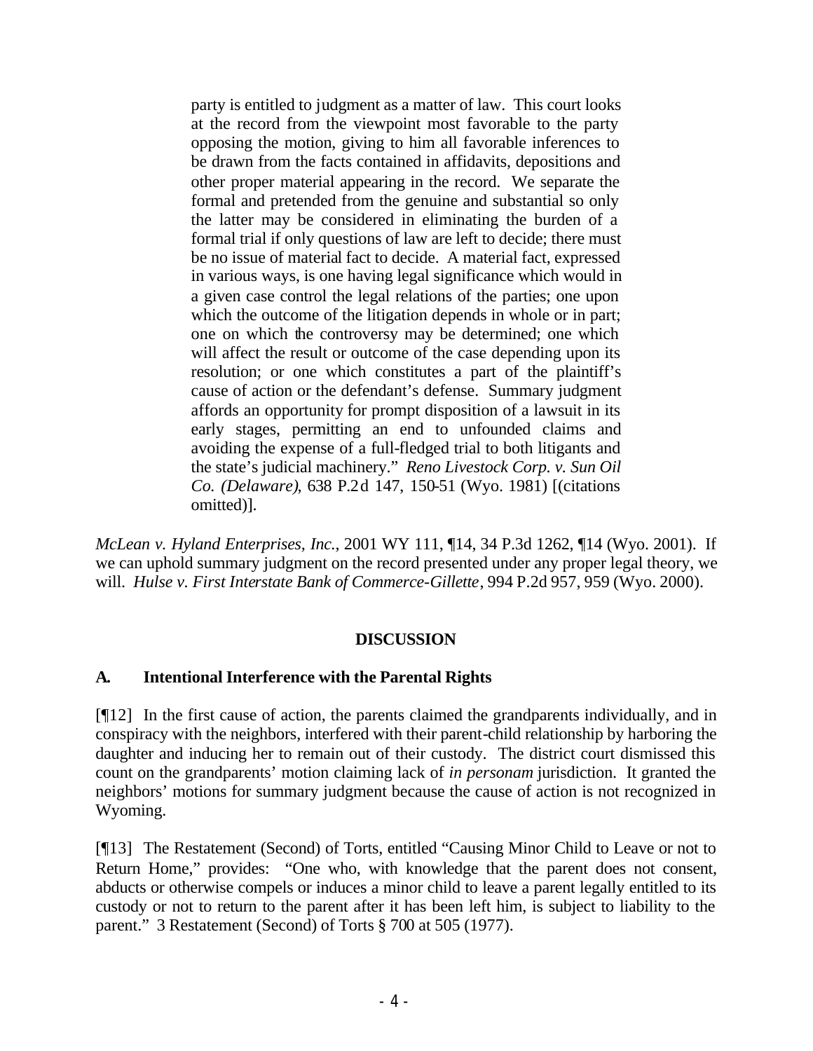> party is entitled to judgment as a matter of law. This court looks at the record from the viewpoint most favorable to the party opposing the motion, giving to him all favorable inferences to be drawn from the facts contained in affidavits, depositions and other proper material appearing in the record. We separate the formal and pretended from the genuine and substantial so only the latter may be considered in eliminating the burden of a formal trial if only questions of law are left to decide; there must be no issue of material fact to decide. A material fact, expressed in various ways, is one having legal significance which would in a given case control the legal relations of the parties; one upon which the outcome of the litigation depends in whole or in part; one on which the controversy may be determined; one which will affect the result or outcome of the case depending upon its resolution; or one which constitutes a part of the plaintiff's cause of action or the defendant's defense. Summary judgment affords an opportunity for prompt disposition of a lawsuit in its early stages, permitting an end to unfounded claims and avoiding the expense of a full-fledged trial to both litigants and the state's judicial machinery." *Reno Livestock Corp. v. Sun Oil Co. (Delaware)*, 638 P.2d 147, 150-51 (Wyo. 1981) [(citations omitted)].

*McLean v. Hyland Enterprises, Inc.*, 2001 WY 111, ¶14, 34 P.3d 1262, ¶14 (Wyo. 2001). If we can uphold summary judgment on the record presented under any proper legal theory, we will. *Hulse v. First Interstate Bank of Commerce-Gillette*, 994 P.2d 957, 959 (Wyo. 2000).

## DISCUSSION

### A. Intentional Interference with the Parental Rights

[¶12] In the first cause of action, the parents claimed the grandparents individually, and in conspiracy with the neighbors, interfered with their parent-child relationship by harboring the daughter and inducing her to remain out of their custody. The district court dismissed this count on the grandparents' motion claiming lack of *in personam* jurisdiction. It granted the neighbors' motions for summary judgment because the cause of action is not recognized in Wyoming.

[¶13] The Restatement (Second) of Torts, entitled "Causing Minor Child to Leave or not to Return Home," provides: "One who, with knowledge that the parent does not consent, abducts or otherwise compels or induces a minor child to leave a parent legally entitled to its custody or not to return to the parent after it has been left him, is subject to liability to the parent." 3 Restatement (Second) of Torts § 700 at 505 (1977).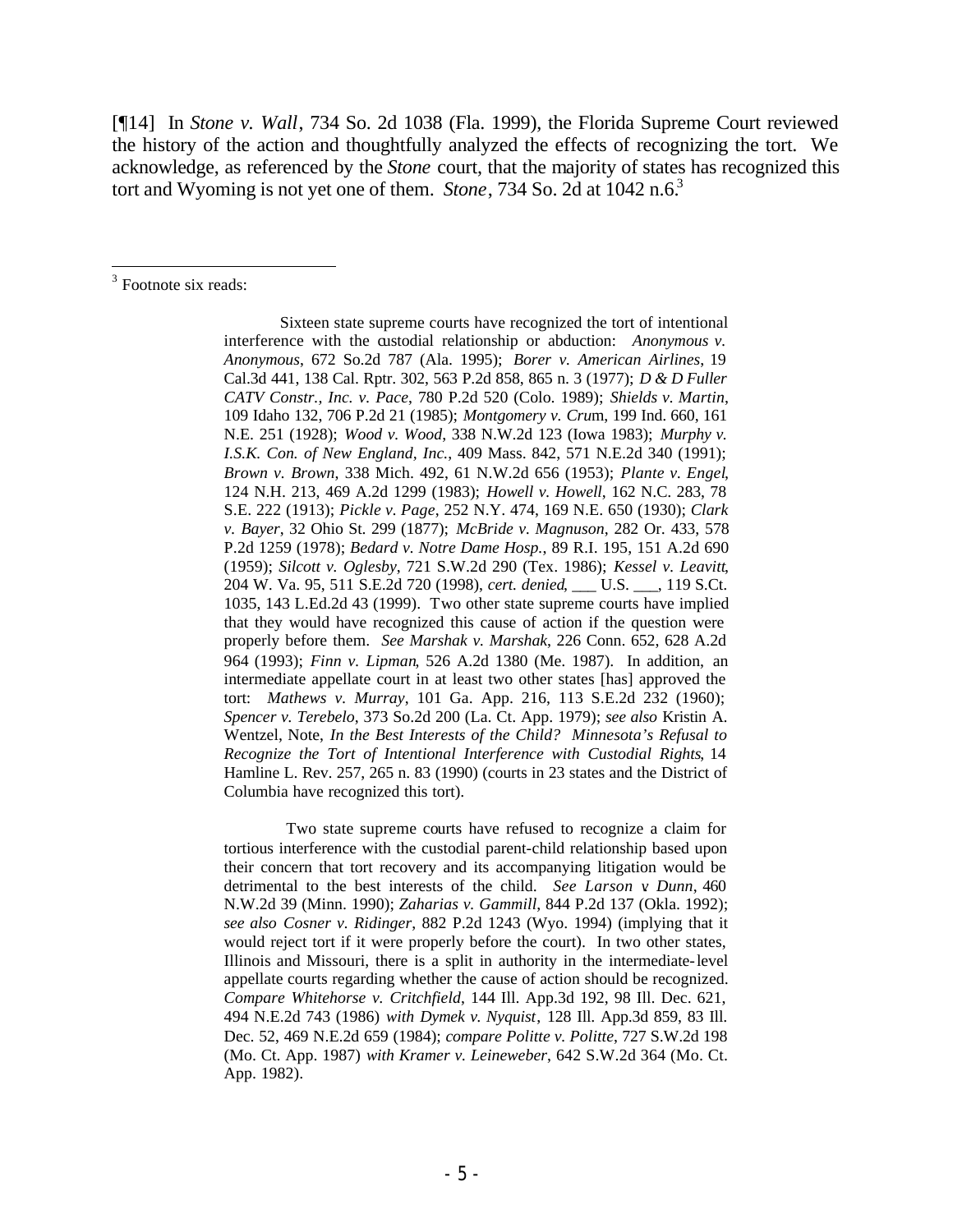[¶14] In *Stone v. Wall*, 734 So. 2d 1038 (Fla. 1999), the Florida Supreme Court reviewed the history of the action and thoughtfully analyzed the effects of recognizing the tort. We acknowledge, as referenced by the *Stone* court, that the majority of states has recognized this tort and Wyoming is not yet one of them. *Stone*, 734 So. 2d at 1042 n.6.[3]

---

[3] Footnote six reads:

> Sixteen state supreme courts have recognized the tort of intentional interference with the custodial relationship or abduction: *Anonymous v. Anonymous*, 672 So.2d 787 (Ala. 1995); *Borer v. American Airlines*, 19 Cal.3d 441, 138 Cal. Rptr. 302, 563 P.2d 858, 865 n. 3 (1977); *D & D Fuller CATV Constr., Inc. v. Pace*, 780 P.2d 520 (Colo. 1989); *Shields v. Martin*, 109 Idaho 132, 706 P.2d 21 (1985); *Montgomery v. Crum*, 199 Ind. 660, 161 N.E. 251 (1928); *Wood v. Wood*, 338 N.W.2d 123 (Iowa 1983); *Murphy v. I.S.K. Con. of New England, Inc.*, 409 Mass. 842, 571 N.E.2d 340 (1991); *Brown v. Brown*, 338 Mich. 492, 61 N.W.2d 656 (1953); *Plante v. Engel*, 124 N.H. 213, 469 A.2d 1299 (1983); *Howell v. Howell*, 162 N.C. 283, 78 S.E. 222 (1913); *Pickle v. Page*, 252 N.Y. 474, 169 N.E. 650 (1930); *Clark v. Bayer*, 32 Ohio St. 299 (1877); *McBride v. Magnuson*, 282 Or. 433, 578 P.2d 1259 (1978); *Bedard v. Notre Dame Hosp.*, 89 R.I. 195, 151 A.2d 690 (1959); *Silcott v. Oglesby*, 721 S.W.2d 290 (Tex. 1986); *Kessel v. Leavitt*, 204 W. Va. 95, 511 S.E.2d 720 (1998), *cert. denied*, ___ U.S. ___, 119 S.Ct. 1035, 143 L.Ed.2d 43 (1999). Two other state supreme courts have implied that they would have recognized this cause of action if the question were properly before them. *See Marshak v. Marshak*, 226 Conn. 652, 628 A.2d 964 (1993); *Finn v. Lipman*, 526 A.2d 1380 (Me. 1987). In addition, an intermediate appellate court in at least two other states [has] approved the tort: *Mathews v. Murray*, 101 Ga. App. 216, 113 S.E.2d 232 (1960); *Spencer v. Terebelo*, 373 So.2d 200 (La. Ct. App. 1979); *see also* Kristin A. Wentzel, Note, *In the Best Interests of the Child? Minnesota's Refusal to Recognize the Tort of Intentional Interference with Custodial Rights*, 14 Hamline L. Rev. 257, 265 n. 83 (1990) (courts in 23 states and the District of Columbia have recognized this tort).
>
> Two state supreme courts have refused to recognize a claim for tortious interference with the custodial parent-child relationship based upon their concern that tort recovery and its accompanying litigation would be detrimental to the best interests of the child. *See Larson v. Dunn*, 460 N.W.2d 39 (Minn. 1990); *Zaharias v. Gammill*, 844 P.2d 137 (Okla. 1992); *see also Cosner v. Ridinger*, 882 P.2d 1243 (Wyo. 1994) (implying that it would reject tort if it were properly before the court). In two other states, Illinois and Missouri, there is a split in authority in the intermediate-level appellate courts regarding whether the cause of action should be recognized. *Compare Whitehorse v. Critchfield*, 144 Ill. App.3d 192, 98 Ill. Dec. 621, 494 N.E.2d 743 (1986) *with Dymek v. Nyquist*, 128 Ill. App.3d 859, 83 Ill. Dec. 52, 469 N.E.2d 659 (1984); *compare Politte v. Politte*, 727 S.W.2d 198 (Mo. Ct. App. 1987) *with Kramer v. Leineweber*, 642 S.W.2d 364 (Mo. Ct. App. 1982).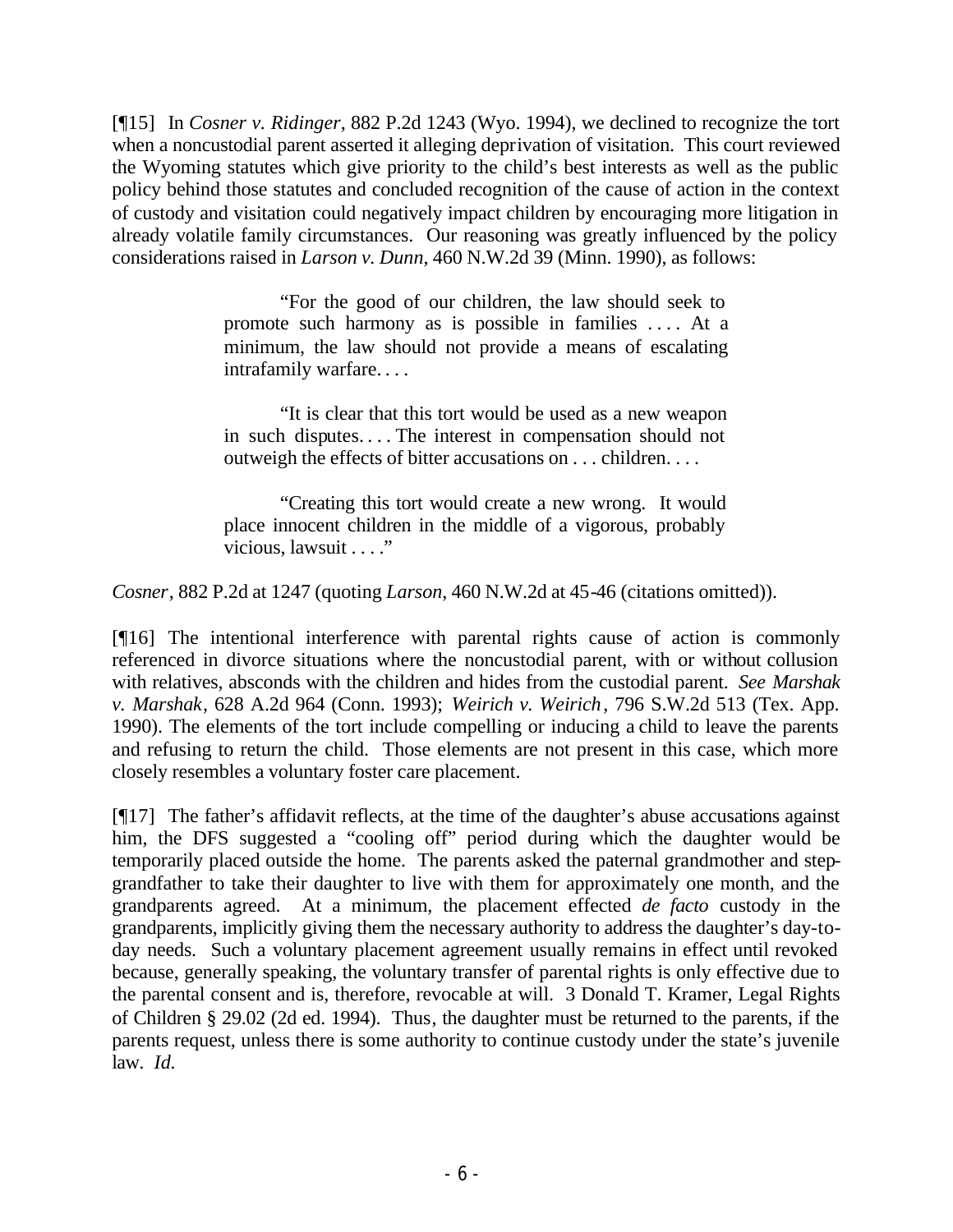[¶15] In *Cosner v. Ridinger*, 882 P.2d 1243 (Wyo. 1994), we declined to recognize the tort when a noncustodial parent asserted it alleging deprivation of visitation. This court reviewed the Wyoming statutes which give priority to the child's best interests as well as the public policy behind those statutes and concluded recognition of the cause of action in the context of custody and visitation could negatively impact children by encouraging more litigation in already volatile family circumstances. Our reasoning was greatly influenced by the policy considerations raised in *Larson v. Dunn*, 460 N.W.2d 39 (Minn. 1990), as follows:

> "For the good of our children, the law should seek to promote such harmony as is possible in families . . . . At a minimum, the law should not provide a means of escalating intrafamily warfare. . . .
>
> "It is clear that this tort would be used as a new weapon in such disputes. . . . The interest in compensation should not outweigh the effects of bitter accusations on . . . children. . . .
>
> "Creating this tort would create a new wrong. It would place innocent children in the middle of a vigorous, probably vicious, lawsuit . . . ."

*Cosner*, 882 P.2d at 1247 (quoting *Larson,* 460 N.W.2d at 45-46 (citations omitted)).

[¶16] The intentional interference with parental rights cause of action is commonly referenced in divorce situations where the noncustodial parent, with or without collusion with relatives, absconds with the children and hides from the custodial parent. *See Marshak v. Marshak*, 628 A.2d 964 (Conn. 1993); *Weirich v. Weirich*, 796 S.W.2d 513 (Tex. App. 1990). The elements of the tort include compelling or inducing a child to leave the parents and refusing to return the child. Those elements are not present in this case, which more closely resembles a voluntary foster care placement.

[¶17] The father's affidavit reflects, at the time of the daughter's abuse accusations against him, the DFS suggested a "cooling off" period during which the daughter would be temporarily placed outside the home. The parents asked the paternal grandmother and step-grandfather to take their daughter to live with them for approximately one month, and the grandparents agreed. At a minimum, the placement effected *de facto* custody in the grandparents, implicitly giving them the necessary authority to address the daughter's day-to-day needs. Such a voluntary placement agreement usually remains in effect until revoked because, generally speaking, the voluntary transfer of parental rights is only effective due to the parental consent and is, therefore, revocable at will. 3 Donald T. Kramer, Legal Rights of Children § 29.02 (2d ed. 1994). Thus, the daughter must be returned to the parents, if the parents request, unless there is some authority to continue custody under the state's juvenile law. *Id.*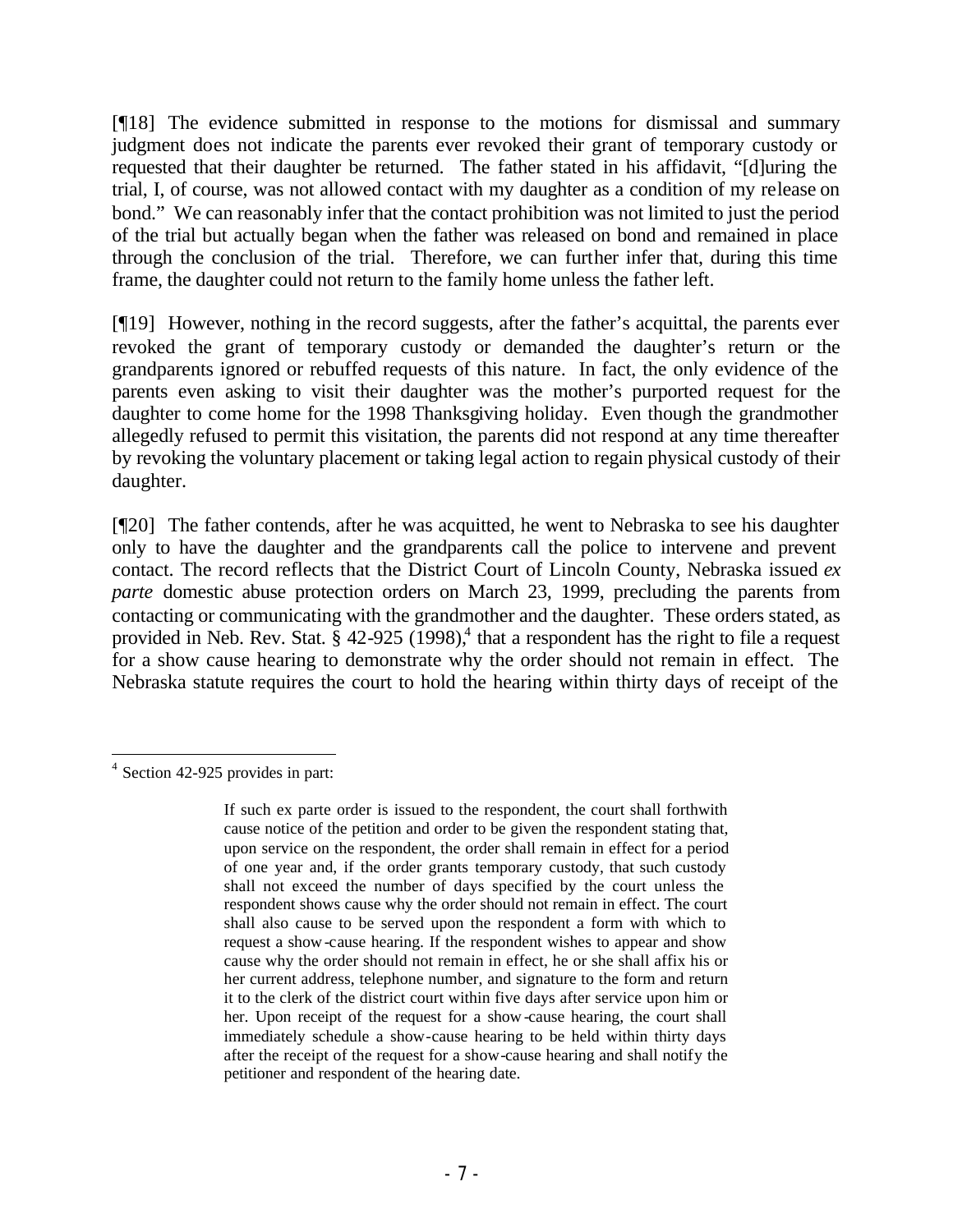[¶18] The evidence submitted in response to the motions for dismissal and summary judgment does not indicate the parents ever revoked their grant of temporary custody or requested that their daughter be returned. The father stated in his affidavit, "[d]uring the trial, I, of course, was not allowed contact with my daughter as a condition of my release on bond." We can reasonably infer that the contact prohibition was not limited to just the period of the trial but actually began when the father was released on bond and remained in place through the conclusion of the trial. Therefore, we can further infer that, during this time frame, the daughter could not return to the family home unless the father left.

[¶19] However, nothing in the record suggests, after the father's acquittal, the parents ever revoked the grant of temporary custody or demanded the daughter's return or the grandparents ignored or rebuffed requests of this nature. In fact, the only evidence of the parents even asking to visit their daughter was the mother's purported request for the daughter to come home for the 1998 Thanksgiving holiday. Even though the grandmother allegedly refused to permit this visitation, the parents did not respond at any time thereafter by revoking the voluntary placement or taking legal action to regain physical custody of their daughter.

[¶20] The father contends, after he was acquitted, he went to Nebraska to see his daughter only to have the daughter and the grandparents call the police to intervene and prevent contact. The record reflects that the District Court of Lincoln County, Nebraska issued *ex parte* domestic abuse protection orders on March 23, 1999, precluding the parents from contacting or communicating with the grandmother and the daughter. These orders stated, as provided in Neb. Rev. Stat. § 42-925 (1998),[4] that a respondent has the right to file a request for a show cause hearing to demonstrate why the order should not remain in effect. The Nebraska statute requires the court to hold the hearing within thirty days of receipt of the

---

[4] Section 42-925 provides in part:

> If such ex parte order is issued to the respondent, the court shall forthwith cause notice of the petition and order to be given the respondent stating that, upon service on the respondent, the order shall remain in effect for a period of one year and, if the order grants temporary custody, that such custody shall not exceed the number of days specified by the court unless the respondent shows cause why the order should not remain in effect. The court shall also cause to be served upon the respondent a form with which to request a show-cause hearing. If the respondent wishes to appear and show cause why the order should not remain in effect, he or she shall affix his or her current address, telephone number, and signature to the form and return it to the clerk of the district court within five days after service upon him or her. Upon receipt of the request for a show-cause hearing, the court shall immediately schedule a show-cause hearing to be held within thirty days after the receipt of the request for a show-cause hearing and shall notify the petitioner and respondent of the hearing date.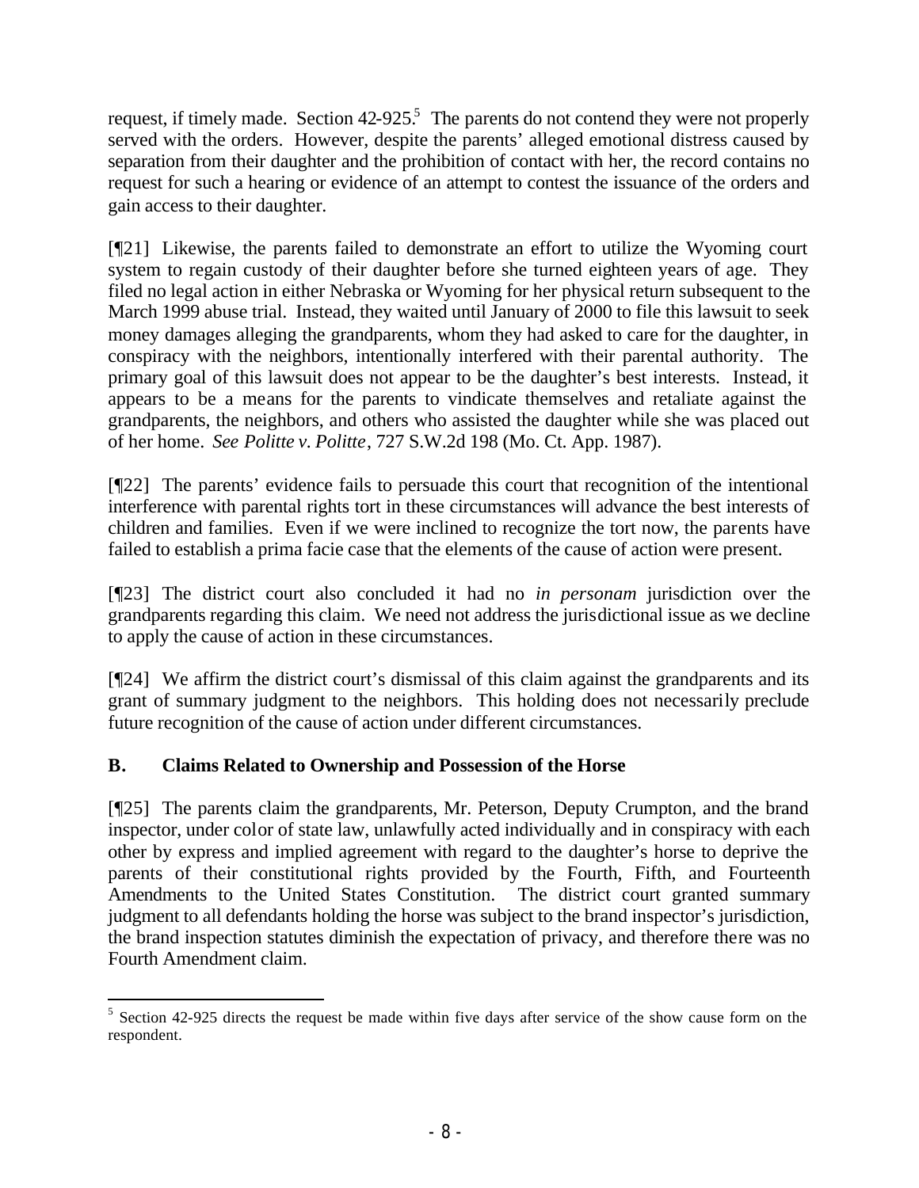request, if timely made. Section 42-925.[5] The parents do not contend they were not properly served with the orders. However, despite the parents' alleged emotional distress caused by separation from their daughter and the prohibition of contact with her, the record contains no request for such a hearing or evidence of an attempt to contest the issuance of the orders and gain access to their daughter.

[¶21] Likewise, the parents failed to demonstrate an effort to utilize the Wyoming court system to regain custody of their daughter before she turned eighteen years of age. They filed no legal action in either Nebraska or Wyoming for her physical return subsequent to the March 1999 abuse trial. Instead, they waited until January of 2000 to file this lawsuit to seek money damages alleging the grandparents, whom they had asked to care for the daughter, in conspiracy with the neighbors, intentionally interfered with their parental authority. The primary goal of this lawsuit does not appear to be the daughter's best interests. Instead, it appears to be a means for the parents to vindicate themselves and retaliate against the grandparents, the neighbors, and others who assisted the daughter while she was placed out of her home. *See Politte v. Politte*, 727 S.W.2d 198 (Mo. Ct. App. 1987).

[¶22] The parents' evidence fails to persuade this court that recognition of the intentional interference with parental rights tort in these circumstances will advance the best interests of children and families. Even if we were inclined to recognize the tort now, the parents have failed to establish a prima facie case that the elements of the cause of action were present.

[¶23] The district court also concluded it had no *in personam* jurisdiction over the grandparents regarding this claim. We need not address the jurisdictional issue as we decline to apply the cause of action in these circumstances.

[¶24] We affirm the district court's dismissal of this claim against the grandparents and its grant of summary judgment to the neighbors. This holding does not necessarily preclude future recognition of the cause of action under different circumstances.

## B. Claims Related to Ownership and Possession of the Horse

[¶25] The parents claim the grandparents, Mr. Peterson, Deputy Crumpton, and the brand inspector, under color of state law, unlawfully acted individually and in conspiracy with each other by express and implied agreement with regard to the daughter's horse to deprive the parents of their constitutional rights provided by the Fourth, Fifth, and Fourteenth Amendments to the United States Constitution. The district court granted summary judgment to all defendants holding the horse was subject to the brand inspector's jurisdiction, the brand inspection statutes diminish the expectation of privacy, and therefore there was no Fourth Amendment claim.

---

[5] Section 42-925 directs the request be made within five days after service of the show cause form on the respondent.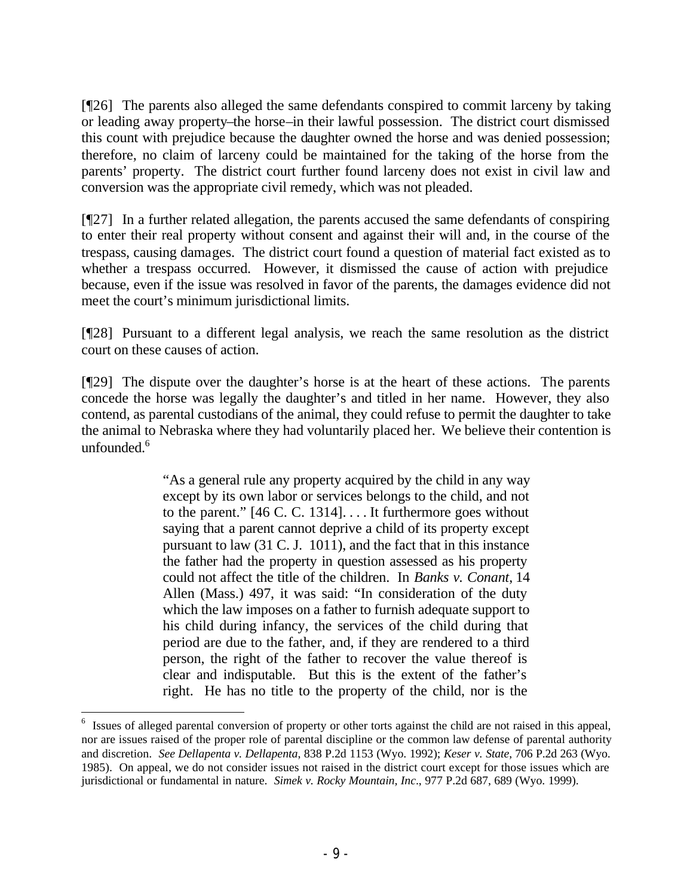[¶26] The parents also alleged the same defendants conspired to commit larceny by taking or leading away property–the horse–in their lawful possession. The district court dismissed this count with prejudice because the daughter owned the horse and was denied possession; therefore, no claim of larceny could be maintained for the taking of the horse from the parents' property. The district court further found larceny does not exist in civil law and conversion was the appropriate civil remedy, which was not pleaded.

[¶27] In a further related allegation, the parents accused the same defendants of conspiring to enter their real property without consent and against their will and, in the course of the trespass, causing damages. The district court found a question of material fact existed as to whether a trespass occurred. However, it dismissed the cause of action with prejudice because, even if the issue was resolved in favor of the parents, the damages evidence did not meet the court's minimum jurisdictional limits.

[¶28] Pursuant to a different legal analysis, we reach the same resolution as the district court on these causes of action.

[¶29] The dispute over the daughter's horse is at the heart of these actions. The parents concede the horse was legally the daughter's and titled in her name. However, they also contend, as parental custodians of the animal, they could refuse to permit the daughter to take the animal to Nebraska where they had voluntarily placed her. We believe their contention is unfounded.[6]

> "As a general rule any property acquired by the child in any way except by its own labor or services belongs to the child, and not to the parent." [46 C. C. 1314]. . . . It furthermore goes without saying that a parent cannot deprive a child of its property except pursuant to law (31 C. J. 1011), and the fact that in this instance the father had the property in question assessed as his property could not affect the title of the children. In *Banks v. Conant*, 14 Allen (Mass.) 497, it was said: "In consideration of the duty which the law imposes on a father to furnish adequate support to his child during infancy, the services of the child during that period are due to the father, and, if they are rendered to a third person, the right of the father to recover the value thereof is clear and indisputable. But this is the extent of the father's right. He has no title to the property of the child, nor is the

---

[6] Issues of alleged parental conversion of property or other torts against the child are not raised in this appeal, nor are issues raised of the proper role of parental discipline or the common law defense of parental authority and discretion. *See Dellapenta v. Dellapenta*, 838 P.2d 1153 (Wyo. 1992); *Keser v. State*, 706 P.2d 263 (Wyo. 1985). On appeal, we do not consider issues not raised in the district court except for those issues which are jurisdictional or fundamental in nature. *Simek v. Rocky Mountain, Inc*., 977 P.2d 687, 689 (Wyo. 1999).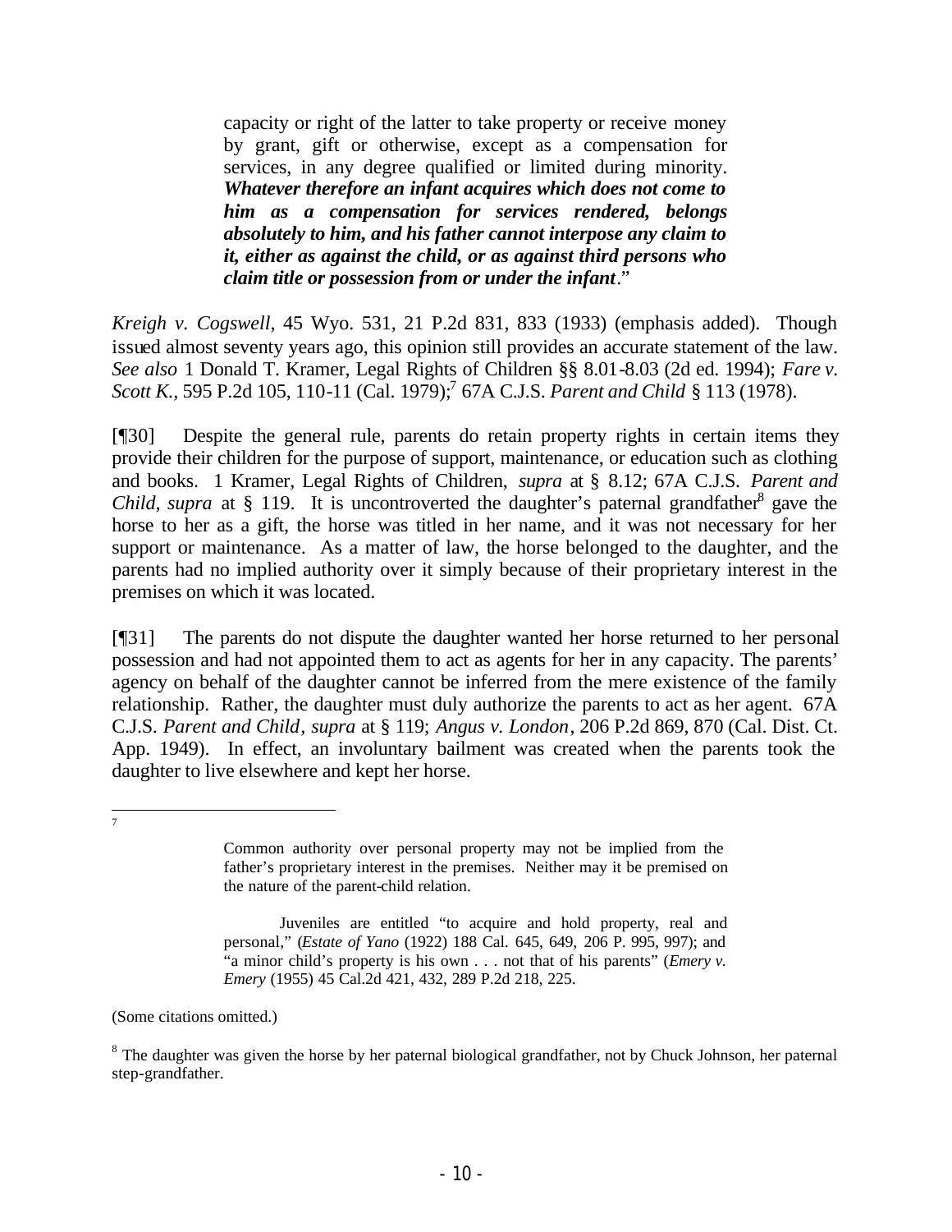> capacity or right of the latter to take property or receive money by grant, gift or otherwise, except as a compensation for services, in any degree qualified or limited during minority. ***Whatever therefore an infant acquires which does not come to him as a compensation for services rendered, belongs absolutely to him, and his father cannot interpose any claim to it, either as against the child, or as against third persons who claim title or possession from or under the infant*.**"

*Kreigh v. Cogswell*, 45 Wyo. 531, 21 P.2d 831, 833 (1933) (emphasis added). Though issued almost seventy years ago, this opinion still provides an accurate statement of the law. *See also* 1 Donald T. Kramer, Legal Rights of Children §§ 8.01-8.03 (2d ed. 1994); *Fare v. Scott K.*, 595 P.2d 105, 110-11 (Cal. 1979);[7] 67A C.J.S. *Parent and Child* § 113 (1978).

[¶30] Despite the general rule, parents do retain property rights in certain items they provide their children for the purpose of support, maintenance, or education such as clothing and books. 1 Kramer, Legal Rights of Children, *supra* at § 8.12; 67A C.J.S. *Parent and Child*, *supra* at § 119. It is uncontroverted the daughter's paternal grandfather[8] gave the horse to her as a gift, the horse was titled in her name, and it was not necessary for her support or maintenance. As a matter of law, the horse belonged to the daughter, and the parents had no implied authority over it simply because of their proprietary interest in the premises on which it was located.

[¶31] The parents do not dispute the daughter wanted her horse returned to her personal possession and had not appointed them to act as agents for her in any capacity. The parents' agency on behalf of the daughter cannot be inferred from the mere existence of the family relationship. Rather, the daughter must duly authorize the parents to act as her agent. 67A C.J.S. *Parent and Child*, *supra* at § 119; *Angus v. London*, 206 P.2d 869, 870 (Cal. Dist. Ct. App. 1949). In effect, an involuntary bailment was created when the parents took the daughter to live elsewhere and kept her horse.

---

[7]

> Common authority over personal property may not be implied from the father's proprietary interest in the premises. Neither may it be premised on the nature of the parent-child relation.
>
> Juveniles are entitled "to acquire and hold property, real and personal," (*Estate of Yano* (1922) 188 Cal. 645, 649, 206 P. 995, 997); and "a minor child's property is his own . . . not that of his parents" (*Emery v. Emery* (1955) 45 Cal.2d 421, 432, 289 P.2d 218, 225.

(Some citations omitted.)

[8] The daughter was given the horse by her paternal biological grandfather, not by Chuck Johnson, her paternal step-grandfather.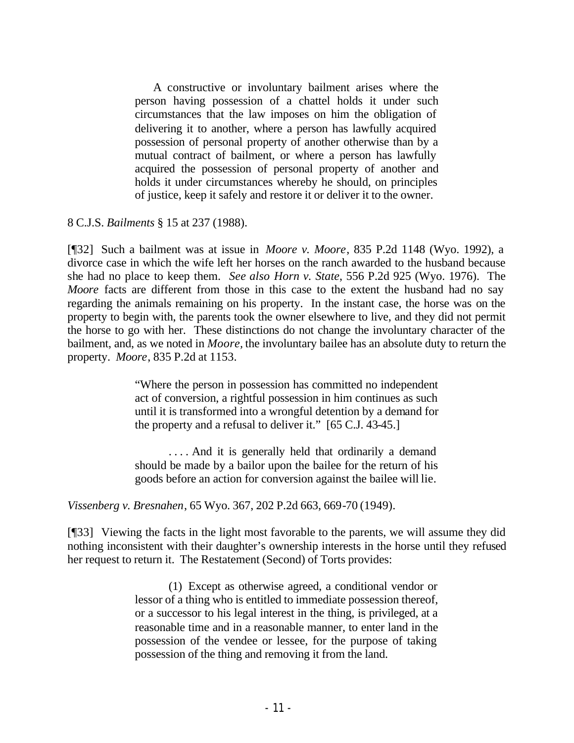> A constructive or involuntary bailment arises where the person having possession of a chattel holds it under such circumstances that the law imposes on him the obligation of delivering it to another, where a person has lawfully acquired possession of personal property of another otherwise than by a mutual contract of bailment, or where a person has lawfully acquired the possession of personal property of another and holds it under circumstances whereby he should, on principles of justice, keep it safely and restore it or deliver it to the owner.

8 C.J.S. *Bailments* § 15 at 237 (1988).

[¶32] Such a bailment was at issue in *Moore v. Moore*, 835 P.2d 1148 (Wyo. 1992), a divorce case in which the wife left her horses on the ranch awarded to the husband because she had no place to keep them. *See also Horn v. State*, 556 P.2d 925 (Wyo. 1976). The *Moore* facts are different from those in this case to the extent the husband had no say regarding the animals remaining on his property. In the instant case, the horse was on the property to begin with, the parents took the owner elsewhere to live, and they did not permit the horse to go with her. These distinctions do not change the involuntary character of the bailment, and, as we noted in *Moore*, the involuntary bailee has an absolute duty to return the property. *Moore*, 835 P.2d at 1153.

> "Where the person in possession has committed no independent act of conversion, a rightful possession in him continues as such until it is transformed into a wrongful detention by a demand for the property and a refusal to deliver it." [65 C.J. 43-45.]
>
> . . . . And it is generally held that ordinarily a demand should be made by a bailor upon the bailee for the return of his goods before an action for conversion against the bailee will lie.

*Vissenberg v. Bresnahen*, 65 Wyo. 367, 202 P.2d 663, 669-70 (1949).

[¶33] Viewing the facts in the light most favorable to the parents, we will assume they did nothing inconsistent with their daughter's ownership interests in the horse until they refused her request to return it. The Restatement (Second) of Torts provides:

> (1) Except as otherwise agreed, a conditional vendor or lessor of a thing who is entitled to immediate possession thereof, or a successor to his legal interest in the thing, is privileged, at a reasonable time and in a reasonable manner, to enter land in the possession of the vendee or lessee, for the purpose of taking possession of the thing and removing it from the land.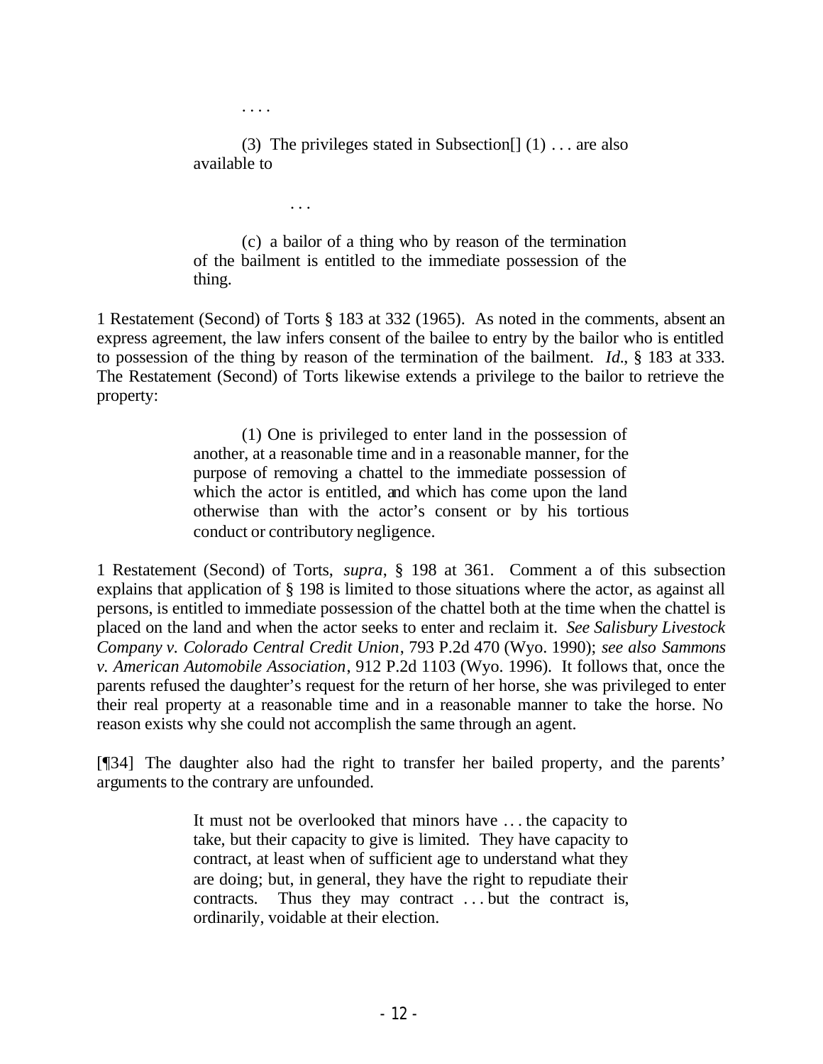> . . . .
>
> (3) The privileges stated in Subsection[] (1) . . . are also available to
>
> . . .
>
> (c) a bailor of a thing who by reason of the termination of the bailment is entitled to the immediate possession of the thing.

1 Restatement (Second) of Torts § 183 at 332 (1965). As noted in the comments, absent an express agreement, the law infers consent of the bailee to entry by the bailor who is entitled to possession of the thing by reason of the termination of the bailment. *Id*., § 183 at 333. The Restatement (Second) of Torts likewise extends a privilege to the bailor to retrieve the property:

> (1) One is privileged to enter land in the possession of another, at a reasonable time and in a reasonable manner, for the purpose of removing a chattel to the immediate possession of which the actor is entitled, and which has come upon the land otherwise than with the actor's consent or by his tortious conduct or contributory negligence.

1 Restatement (Second) of Torts, *supra*, § 198 at 361. Comment a of this subsection explains that application of § 198 is limited to those situations where the actor, as against all persons, is entitled to immediate possession of the chattel both at the time when the chattel is placed on the land and when the actor seeks to enter and reclaim it. *See Salisbury Livestock Company v. Colorado Central Credit Union*, 793 P.2d 470 (Wyo. 1990); *see also Sammons v. American Automobile Association*, 912 P.2d 1103 (Wyo. 1996). It follows that, once the parents refused the daughter's request for the return of her horse, she was privileged to enter their real property at a reasonable time and in a reasonable manner to take the horse. No reason exists why she could not accomplish the same through an agent.

[¶34] The daughter also had the right to transfer her bailed property, and the parents' arguments to the contrary are unfounded.

> It must not be overlooked that minors have . . . the capacity to take, but their capacity to give is limited. They have capacity to contract, at least when of sufficient age to understand what they are doing; but, in general, they have the right to repudiate their contracts. Thus they may contract . . . but the contract is, ordinarily, voidable at their election.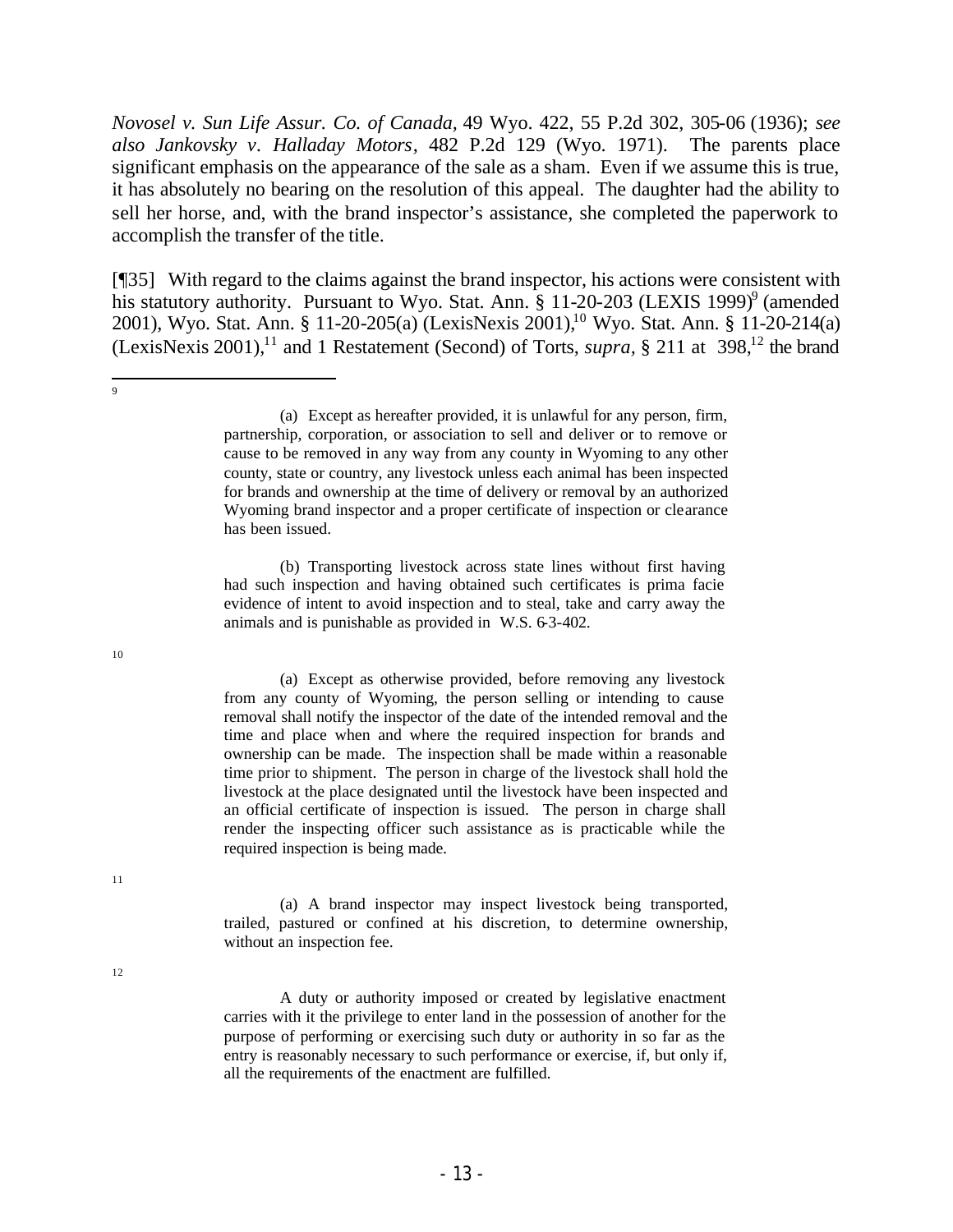*Novosel v. Sun Life Assur. Co. of Canada*, 49 Wyo. 422, 55 P.2d 302, 305-06 (1936); *see also Jankovsky v. Halladay Motors*, 482 P.2d 129 (Wyo. 1971). The parents place significant emphasis on the appearance of the sale as a sham. Even if we assume this is true, it has absolutely no bearing on the resolution of this appeal. The daughter had the ability to sell her horse, and, with the brand inspector's assistance, she completed the paperwork to accomplish the transfer of the title.

[¶35] With regard to the claims against the brand inspector, his actions were consistent with his statutory authority. Pursuant to Wyo. Stat. Ann. § 11-20-203 (LEXIS 1999)[9] (amended 2001), Wyo. Stat. Ann. § 11-20-205(a) (LexisNexis 2001),[10] Wyo. Stat. Ann. § 11-20-214(a) (LexisNexis 2001),[11] and 1 Restatement (Second) of Torts, *supra*, § 211 at 398,[12] the brand

---

[9]

> (a) Except as hereafter provided, it is unlawful for any person, firm, partnership, corporation, or association to sell and deliver or to remove or cause to be removed in any way from any county in Wyoming to any other county, state or country, any livestock unless each animal has been inspected for brands and ownership at the time of delivery or removal by an authorized Wyoming brand inspector and a proper certificate of inspection or clearance has been issued.
>
> (b) Transporting livestock across state lines without first having had such inspection and having obtained such certificates is prima facie evidence of intent to avoid inspection and to steal, take and carry away the animals and is punishable as provided in W.S. 6-3-402.

[10]

> (a) Except as otherwise provided, before removing any livestock from any county of Wyoming, the person selling or intending to cause removal shall notify the inspector of the date of the intended removal and the time and place when and where the required inspection for brands and ownership can be made. The inspection shall be made within a reasonable time prior to shipment. The person in charge of the livestock shall hold the livestock at the place designated until the livestock have been inspected and an official certificate of inspection is issued. The person in charge shall render the inspecting officer such assistance as is practicable while the required inspection is being made.

[11]

> (a) A brand inspector may inspect livestock being transported, trailed, pastured or confined at his discretion, to determine ownership, without an inspection fee.

[12]

> A duty or authority imposed or created by legislative enactment carries with it the privilege to enter land in the possession of another for the purpose of performing or exercising such duty or authority in so far as the entry is reasonably necessary to such performance or exercise, if, but only if, all the requirements of the enactment are fulfilled.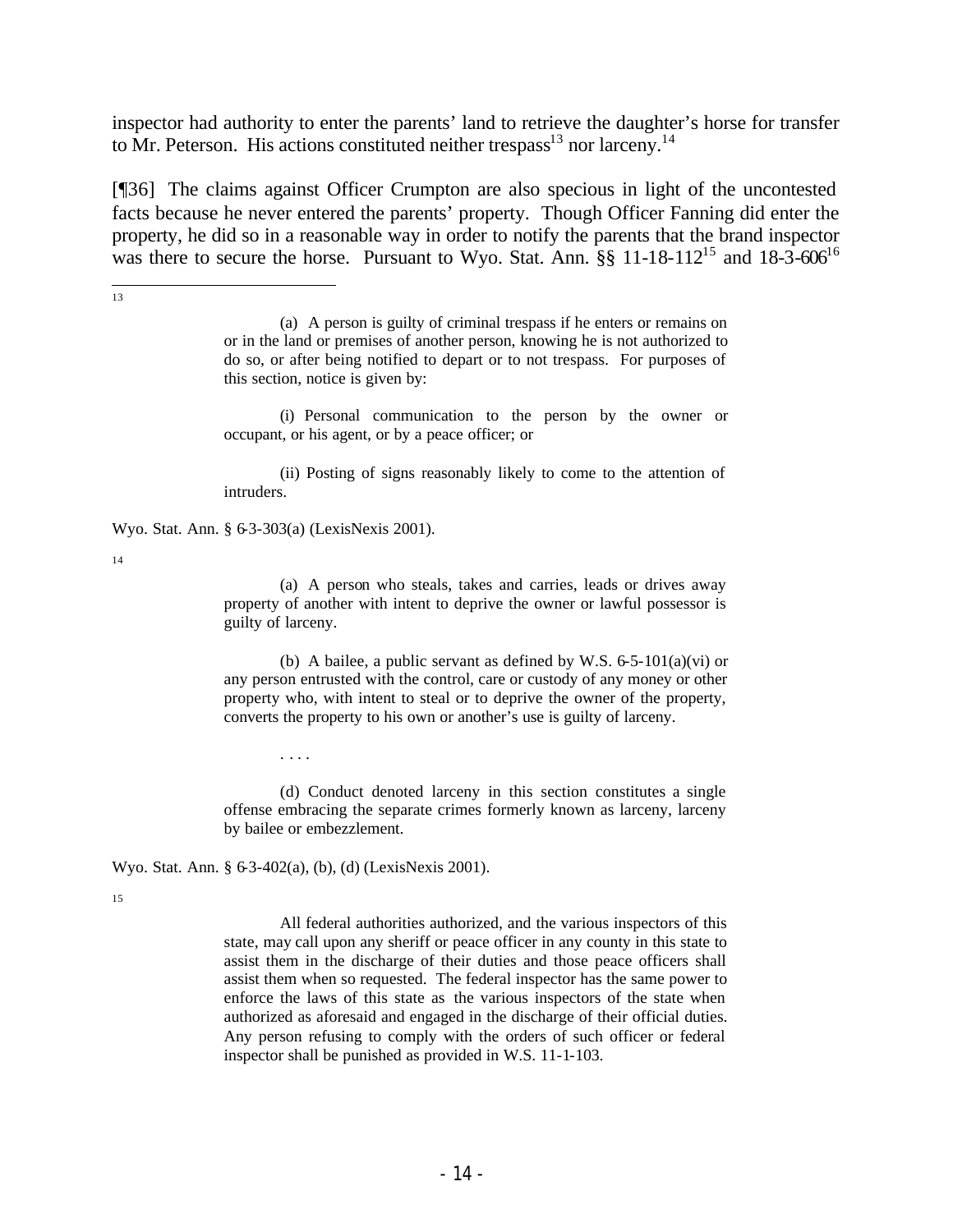inspector had authority to enter the parents' land to retrieve the daughter's horse for transfer to Mr. Peterson. His actions constituted neither trespass[13] nor larceny.[14]

[¶36] The claims against Officer Crumpton are also specious in light of the uncontested facts because he never entered the parents' property. Though Officer Fanning did enter the property, he did so in a reasonable way in order to notify the parents that the brand inspector was there to secure the horse. Pursuant to Wyo. Stat. Ann. §§ 11-18-112[15] and 18-3-606[16]

---

[13]

> (a) A person is guilty of criminal trespass if he enters or remains on or in the land or premises of another person, knowing he is not authorized to do so, or after being notified to depart or to not trespass. For purposes of this section, notice is given by:
>
> (i) Personal communication to the person by the owner or occupant, or his agent, or by a peace officer; or
>
> (ii) Posting of signs reasonably likely to come to the attention of intruders.

Wyo. Stat. Ann. § 6-3-303(a) (LexisNexis 2001).

[14]

> (a) A person who steals, takes and carries, leads or drives away property of another with intent to deprive the owner or lawful possessor is guilty of larceny.
>
> (b) A bailee, a public servant as defined by W.S. 6-5-101(a)(vi) or any person entrusted with the control, care or custody of any money or other property who, with intent to steal or to deprive the owner of the property, converts the property to his own or another's use is guilty of larceny.
>
> . . . .
>
> (d) Conduct denoted larceny in this section constitutes a single offense embracing the separate crimes formerly known as larceny, larceny by bailee or embezzlement.

Wyo. Stat. Ann. § 6-3-402(a), (b), (d) (LexisNexis 2001).

[15]

> All federal authorities authorized, and the various inspectors of this state, may call upon any sheriff or peace officer in any county in this state to assist them in the discharge of their duties and those peace officers shall assist them when so requested. The federal inspector has the same power to enforce the laws of this state as the various inspectors of the state when authorized as aforesaid and engaged in the discharge of their official duties. Any person refusing to comply with the orders of such officer or federal inspector shall be punished as provided in W.S. 11-1-103.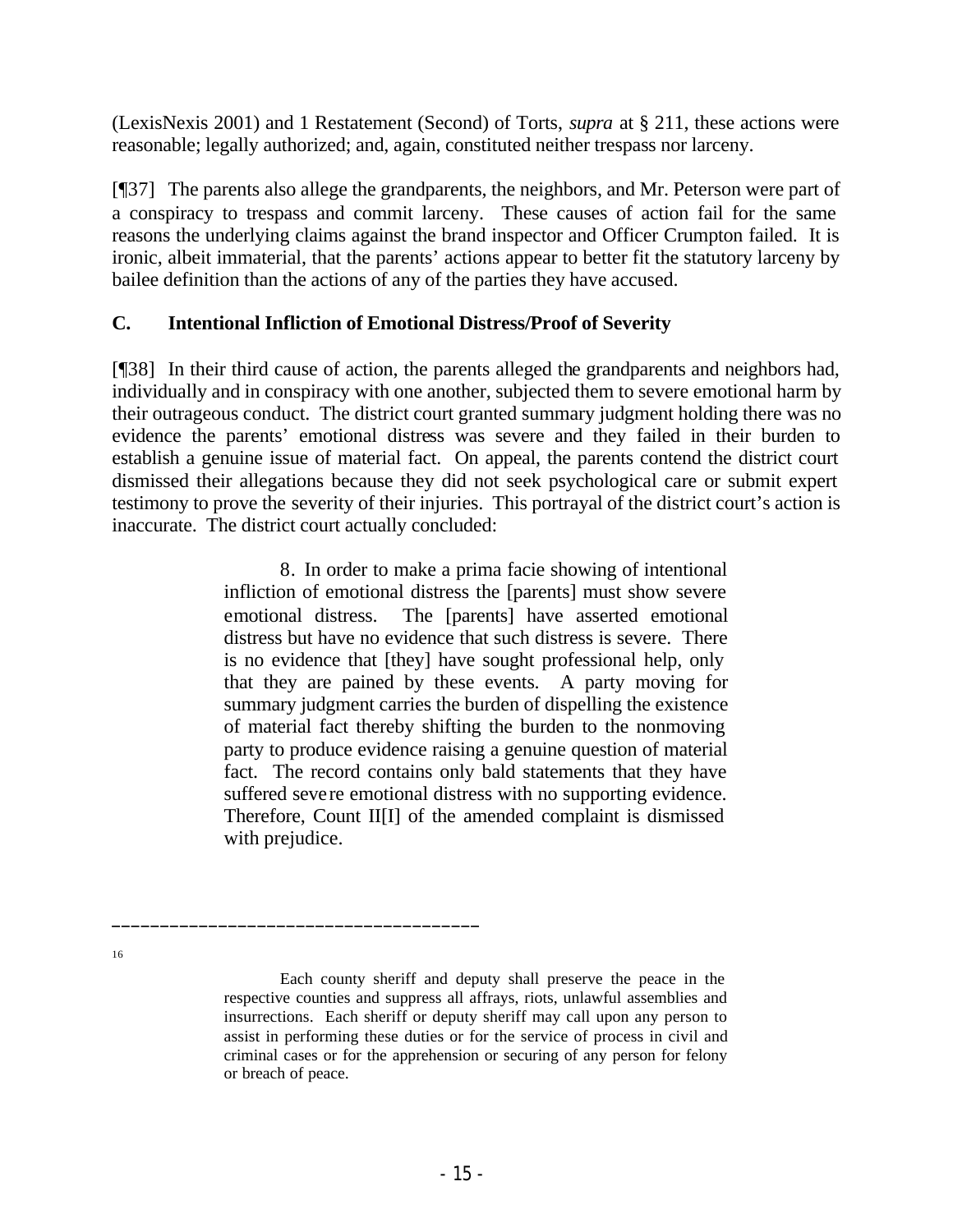(LexisNexis 2001) and 1 Restatement (Second) of Torts, *supra* at § 211, these actions were reasonable; legally authorized; and, again, constituted neither trespass nor larceny.

[¶37] The parents also allege the grandparents, the neighbors, and Mr. Peterson were part of a conspiracy to trespass and commit larceny. These causes of action fail for the same reasons the underlying claims against the brand inspector and Officer Crumpton failed. It is ironic, albeit immaterial, that the parents' actions appear to better fit the statutory larceny by bailee definition than the actions of any of the parties they have accused.

### C. Intentional Infliction of Emotional Distress/Proof of Severity

[¶38] In their third cause of action, the parents alleged the grandparents and neighbors had, individually and in conspiracy with one another, subjected them to severe emotional harm by their outrageous conduct. The district court granted summary judgment holding there was no evidence the parents' emotional distress was severe and they failed in their burden to establish a genuine issue of material fact. On appeal, the parents contend the district court dismissed their allegations because they did not seek psychological care or submit expert testimony to prove the severity of their injuries. This portrayal of the district court's action is inaccurate. The district court actually concluded:

> 8. In order to make a prima facie showing of intentional infliction of emotional distress the [parents] must show severe emotional distress. The [parents] have asserted emotional distress but have no evidence that such distress is severe. There is no evidence that [they] have sought professional help, only that they are pained by these events. A party moving for summary judgment carries the burden of dispelling the existence of material fact thereby shifting the burden to the nonmoving party to produce evidence raising a genuine question of material fact. The record contains only bald statements that they have suffered severe emotional distress with no supporting evidence. Therefore, Count II[I] of the amended complaint is dismissed with prejudice.

---

[16]

> Each county sheriff and deputy shall preserve the peace in the respective counties and suppress all affrays, riots, unlawful assemblies and insurrections. Each sheriff or deputy sheriff may call upon any person to assist in performing these duties or for the service of process in civil and criminal cases or for the apprehension or securing of any person for felony or breach of peace.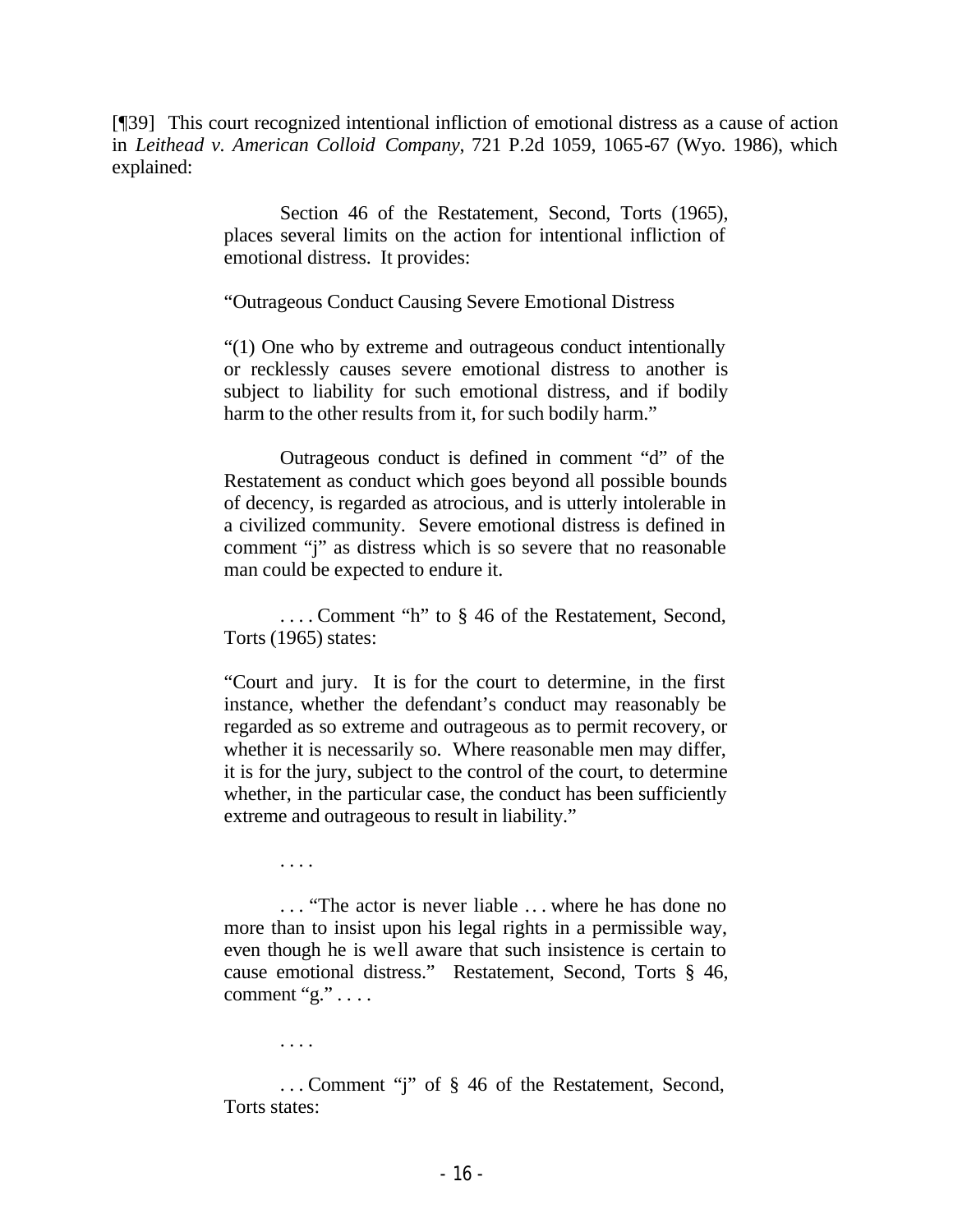[¶39] This court recognized intentional infliction of emotional distress as a cause of action in *Leithead v. American Colloid Company*, 721 P.2d 1059, 1065-67 (Wyo. 1986), which explained:

> Section 46 of the Restatement, Second, Torts (1965), places several limits on the action for intentional infliction of emotional distress. It provides:
>
> "Outrageous Conduct Causing Severe Emotional Distress
>
> "(1) One who by extreme and outrageous conduct intentionally or recklessly causes severe emotional distress to another is subject to liability for such emotional distress, and if bodily harm to the other results from it, for such bodily harm."
>
> Outrageous conduct is defined in comment "d" of the Restatement as conduct which goes beyond all possible bounds of decency, is regarded as atrocious, and is utterly intolerable in a civilized community. Severe emotional distress is defined in comment "j" as distress which is so severe that no reasonable man could be expected to endure it.
>
> . . . . Comment "h" to § 46 of the Restatement, Second, Torts (1965) states:
>
> "Court and jury. It is for the court to determine, in the first instance, whether the defendant's conduct may reasonably be regarded as so extreme and outrageous as to permit recovery, or whether it is necessarily so. Where reasonable men may differ, it is for the jury, subject to the control of the court, to determine whether, in the particular case, the conduct has been sufficiently extreme and outrageous to result in liability."
>
> . . . .
>
> . . . "The actor is never liable . . . where he has done no more than to insist upon his legal rights in a permissible way, even though he is well aware that such insistence is certain to cause emotional distress." Restatement, Second, Torts § 46, comment "g." . . . .
>
> . . . .
>
> . . . Comment "j" of § 46 of the Restatement, Second, Torts states: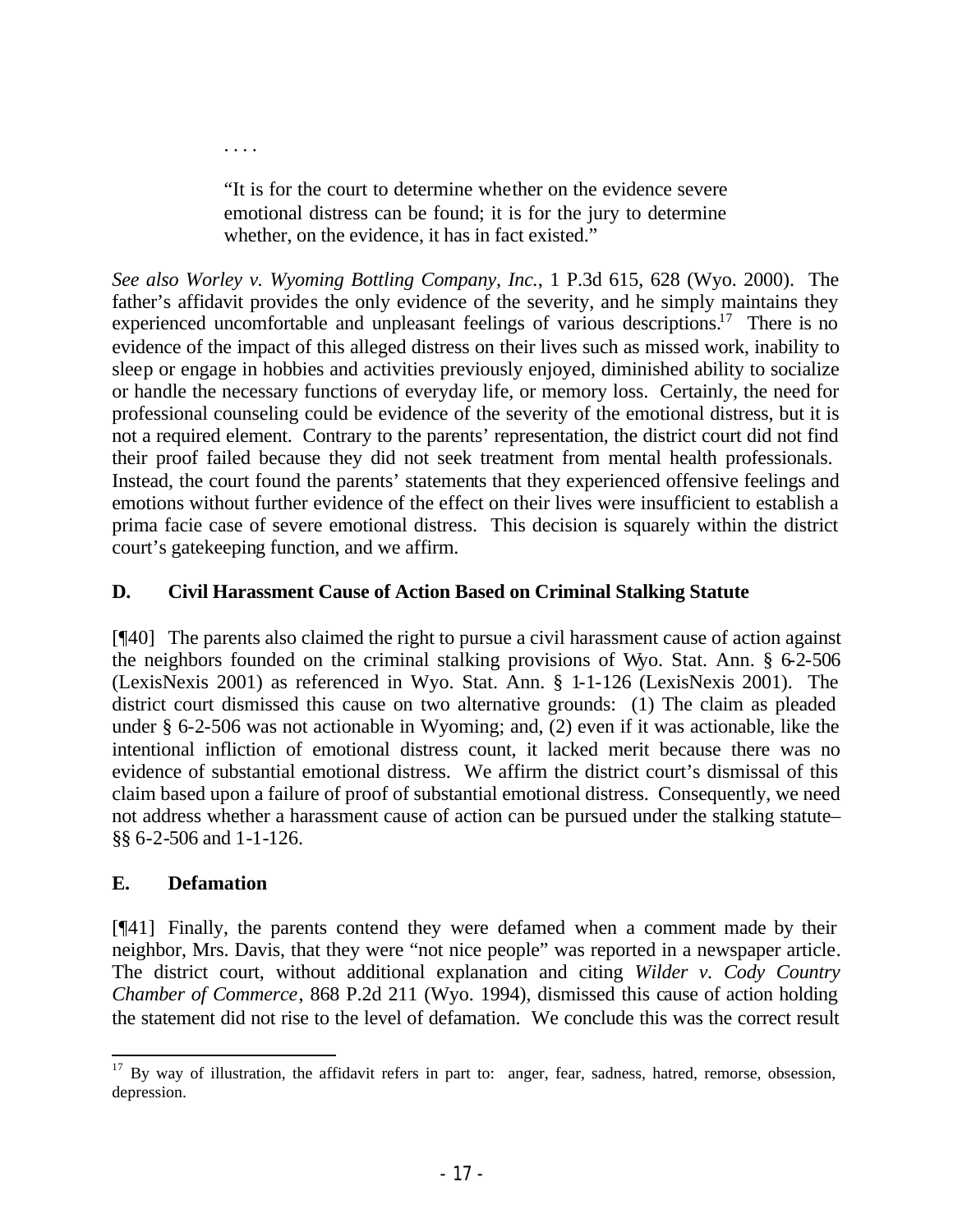. . . .

> "It is for the court to determine whether on the evidence severe emotional distress can be found; it is for the jury to determine whether, on the evidence, it has in fact existed."

*See also Worley v. Wyoming Bottling Company, Inc.*, 1 P.3d 615, 628 (Wyo. 2000). The father's affidavit provides the only evidence of the severity, and he simply maintains they experienced uncomfortable and unpleasant feelings of various descriptions.[17] There is no evidence of the impact of this alleged distress on their lives such as missed work, inability to sleep or engage in hobbies and activities previously enjoyed, diminished ability to socialize or handle the necessary functions of everyday life, or memory loss. Certainly, the need for professional counseling could be evidence of the severity of the emotional distress, but it is not a required element. Contrary to the parents' representation, the district court did not find their proof failed because they did not seek treatment from mental health professionals. Instead, the court found the parents' statements that they experienced offensive feelings and emotions without further evidence of the effect on their lives were insufficient to establish a prima facie case of severe emotional distress. This decision is squarely within the district court's gatekeeping function, and we affirm.

## D. Civil Harassment Cause of Action Based on Criminal Stalking Statute

[¶40] The parents also claimed the right to pursue a civil harassment cause of action against the neighbors founded on the criminal stalking provisions of Wyo. Stat. Ann. § 6-2-506 (LexisNexis 2001) as referenced in Wyo. Stat. Ann. § 1-1-126 (LexisNexis 2001). The district court dismissed this cause on two alternative grounds: (1) The claim as pleaded under § 6-2-506 was not actionable in Wyoming; and, (2) even if it was actionable, like the intentional infliction of emotional distress count, it lacked merit because there was no evidence of substantial emotional distress. We affirm the district court's dismissal of this claim based upon a failure of proof of substantial emotional distress. Consequently, we need not address whether a harassment cause of action can be pursued under the stalking statute– §§ 6-2-506 and 1-1-126.

## E. Defamation

[¶41] Finally, the parents contend they were defamed when a comment made by their neighbor, Mrs. Davis, that they were "not nice people" was reported in a newspaper article. The district court, without additional explanation and citing *Wilder v. Cody Country Chamber of Commerce*, 868 P.2d 211 (Wyo. 1994), dismissed this cause of action holding the statement did not rise to the level of defamation. We conclude this was the correct result

---

[17] By way of illustration, the affidavit refers in part to: anger, fear, sadness, hatred, remorse, obsession, depression.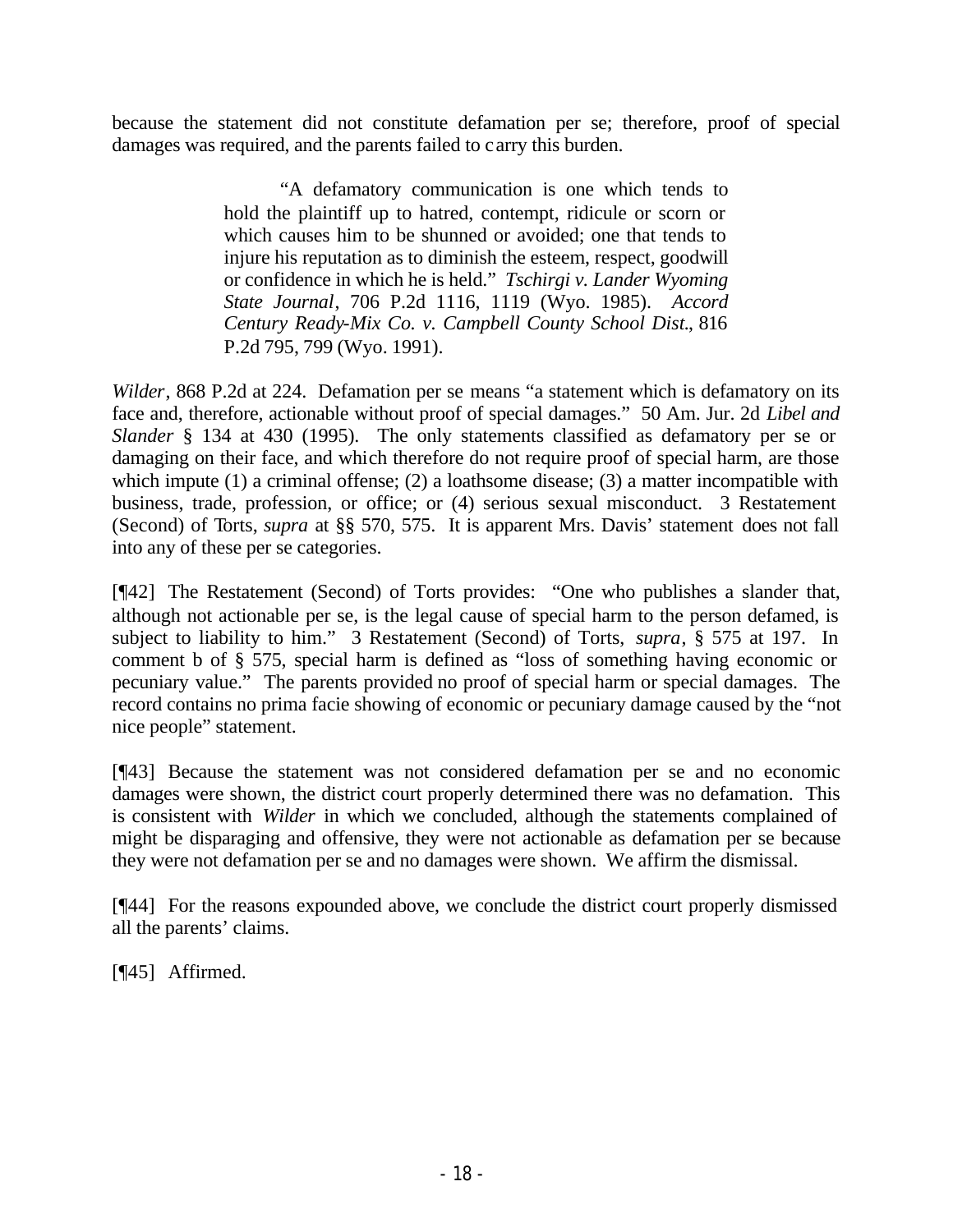because the statement did not constitute defamation per se; therefore, proof of special damages was required, and the parents failed to carry this burden.

> "A defamatory communication is one which tends to hold the plaintiff up to hatred, contempt, ridicule or scorn or which causes him to be shunned or avoided; one that tends to injure his reputation as to diminish the esteem, respect, goodwill or confidence in which he is held." *Tschirgi v. Lander Wyoming State Journal*, 706 P.2d 1116, 1119 (Wyo. 1985). *Accord Century Ready-Mix Co. v. Campbell County School Dist.*, 816 P.2d 795, 799 (Wyo. 1991).

*Wilder*, 868 P.2d at 224. Defamation per se means "a statement which is defamatory on its face and, therefore, actionable without proof of special damages." 50 Am. Jur. 2d *Libel and Slander* § 134 at 430 (1995). The only statements classified as defamatory per se or damaging on their face, and which therefore do not require proof of special harm, are those which impute (1) a criminal offense; (2) a loathsome disease; (3) a matter incompatible with business, trade, profession, or office; or (4) serious sexual misconduct. 3 Restatement (Second) of Torts, *supra* at §§ 570, 575. It is apparent Mrs. Davis' statement does not fall into any of these per se categories.

[¶42] The Restatement (Second) of Torts provides: "One who publishes a slander that, although not actionable per se, is the legal cause of special harm to the person defamed, is subject to liability to him." 3 Restatement (Second) of Torts, *supra*, § 575 at 197. In comment b of § 575, special harm is defined as "loss of something having economic or pecuniary value." The parents provided no proof of special harm or special damages. The record contains no prima facie showing of economic or pecuniary damage caused by the "not nice people" statement.

[¶43] Because the statement was not considered defamation per se and no economic damages were shown, the district court properly determined there was no defamation. This is consistent with *Wilder* in which we concluded, although the statements complained of might be disparaging and offensive, they were not actionable as defamation per se because they were not defamation per se and no damages were shown. We affirm the dismissal.

[¶44] For the reasons expounded above, we conclude the district court properly dismissed all the parents' claims.

[¶45] Affirmed.